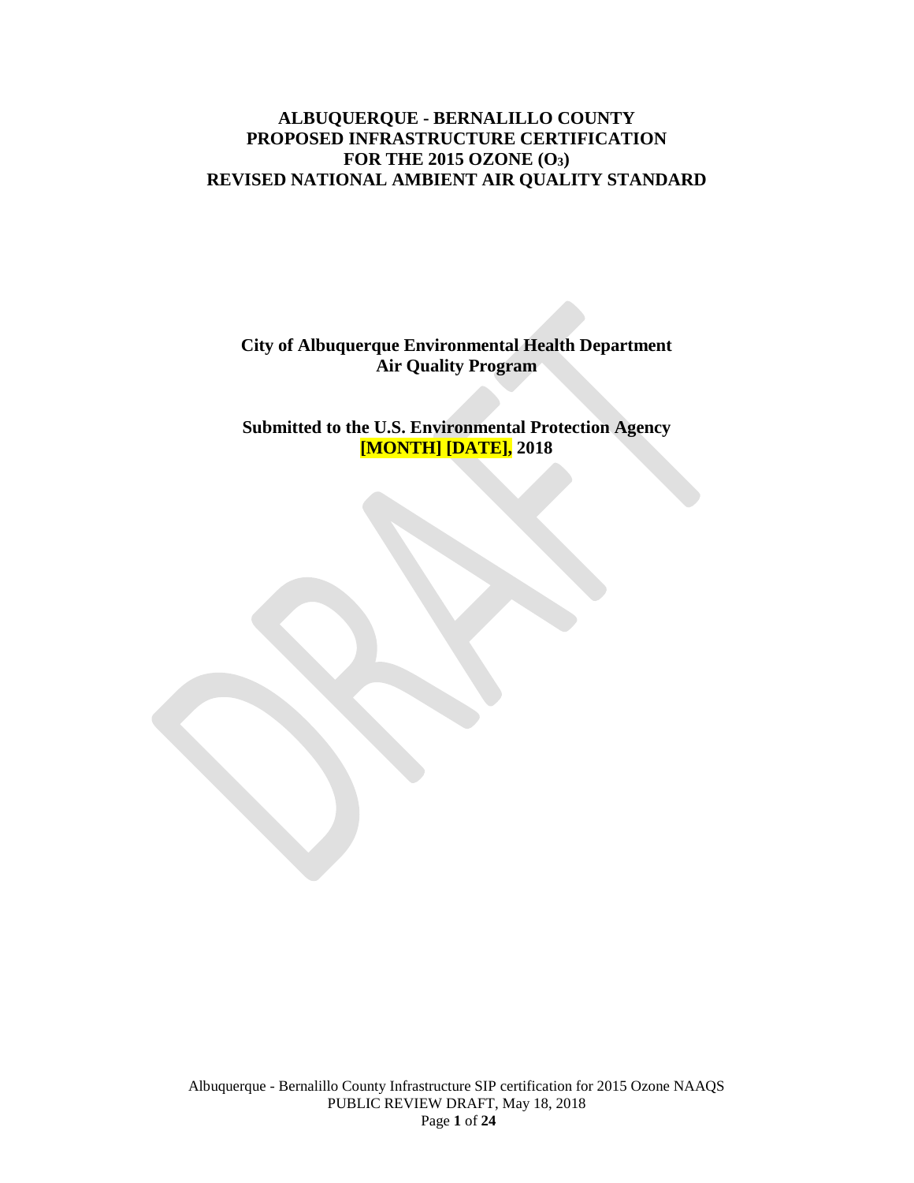# ALBUQUERQUE - BERNALILLO COUNTY PROPOSED INFRASTRUCTURE CERTIFICATION FOR THE 2015 OZONE ($O_3$) REVISED NATIONAL AMBIENT AIR QUALITY STANDARD

**City of Albuquerque Environmental Health Department**
**Air Quality Program**

**Submitted to the U.S. Environmental Protection Agency**
**[MONTH] [DATE], 2018**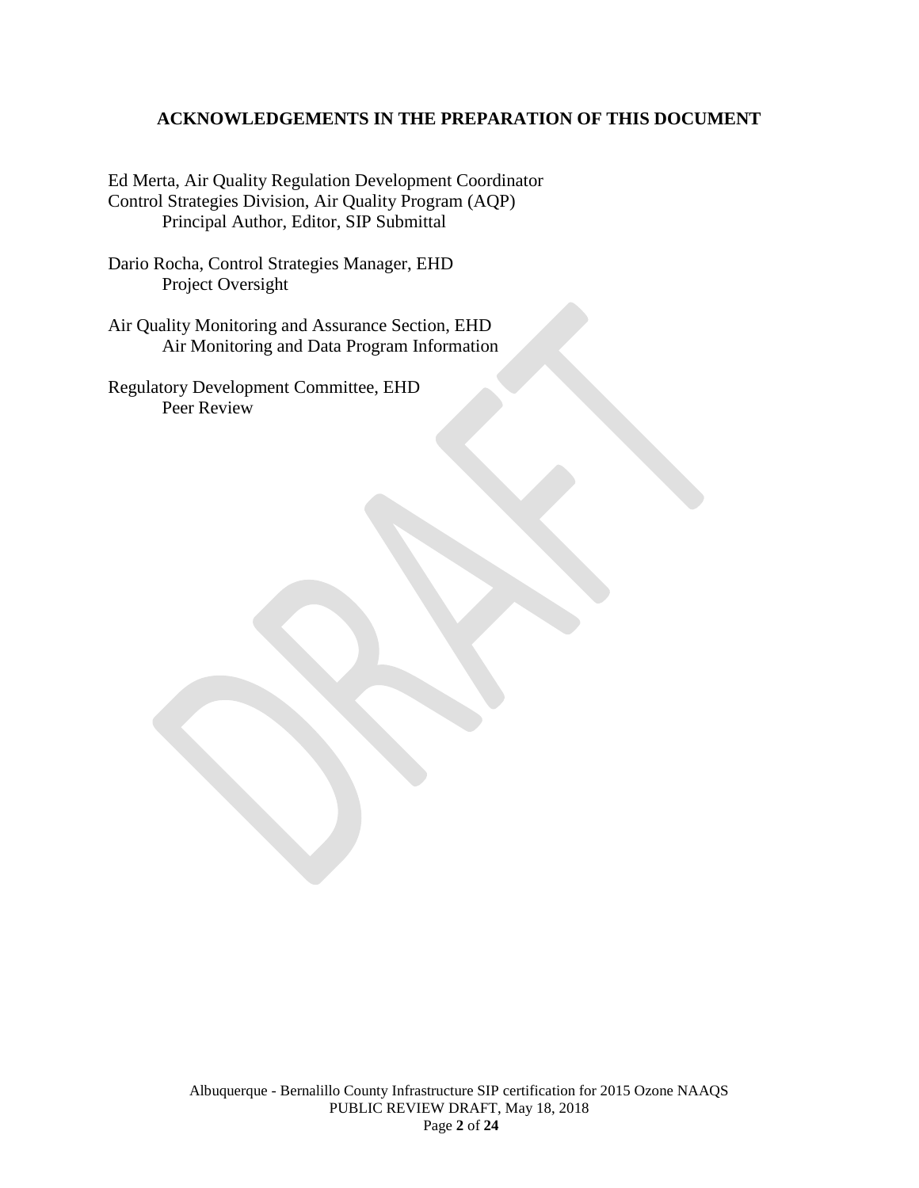## ACKNOWLEDGEMENTS IN THE PREPARATION OF THIS DOCUMENT

Ed Merta, Air Quality Regulation Development Coordinator
Control Strategies Division, Air Quality Program (AQP)
Principal Author, Editor, SIP Submittal

Dario Rocha, Control Strategies Manager, EHD
Project Oversight

Air Quality Monitoring and Assurance Section, EHD
Air Monitoring and Data Program Information

Regulatory Development Committee, EHD
Peer Review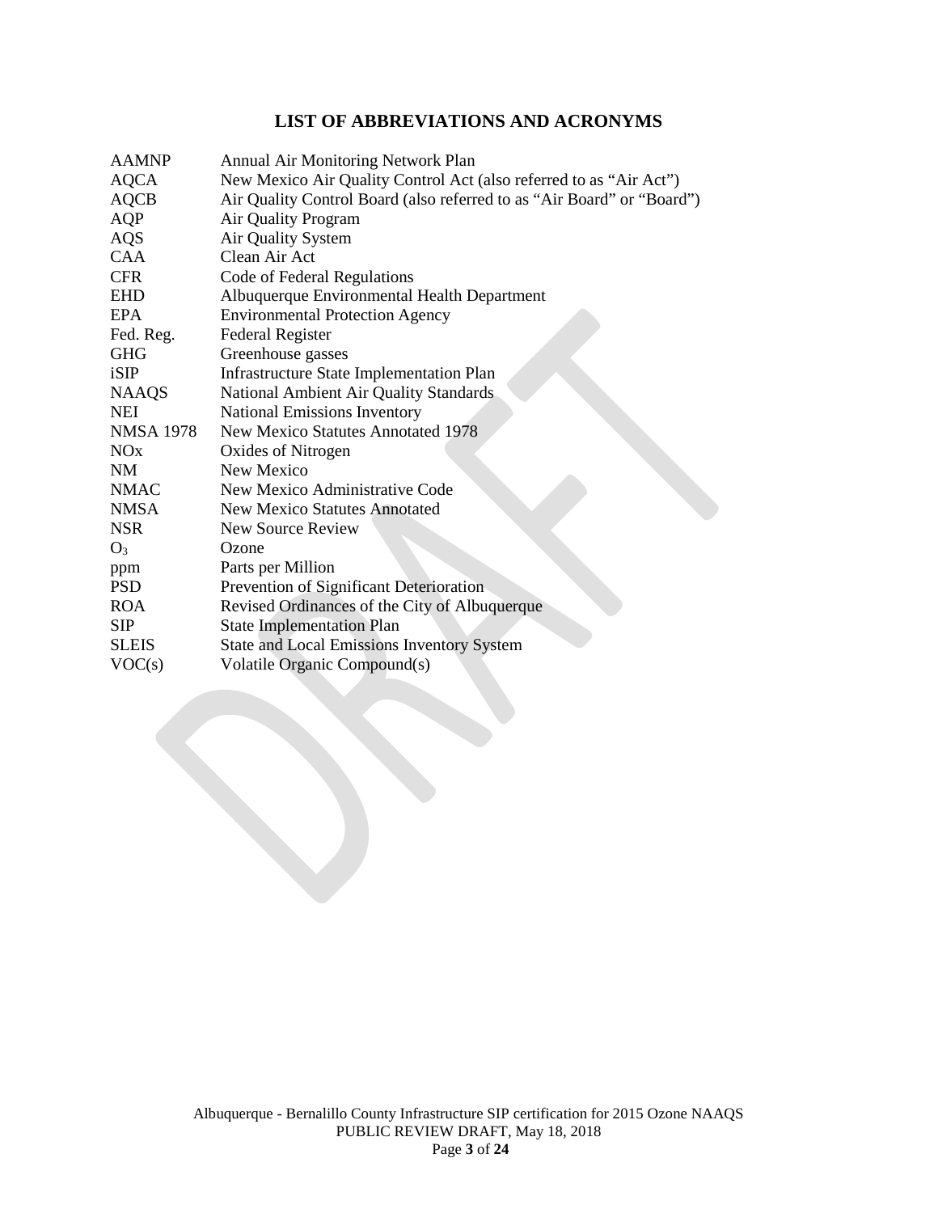# LIST OF ABBREVIATIONS AND ACRONYMS

| | |
|---|---|
| AAMNP | Annual Air Monitoring Network Plan |
| AQCA | New Mexico Air Quality Control Act (also referred to as "Air Act") |
| AQCB | Air Quality Control Board (also referred to as "Air Board" or "Board") |
| AQP | Air Quality Program |
| AQS | Air Quality System |
| CAA | Clean Air Act |
| CFR | Code of Federal Regulations |
| EHD | Albuquerque Environmental Health Department |
| EPA | Environmental Protection Agency |
| Fed. Reg. | Federal Register |
| GHG | Greenhouse gasses |
| iSIP | Infrastructure State Implementation Plan |
| NAAQS | National Ambient Air Quality Standards |
| NEI | National Emissions Inventory |
| NMSA 1978 | New Mexico Statutes Annotated 1978 |
| NOx | Oxides of Nitrogen |
| NM | New Mexico |
| NMAC | New Mexico Administrative Code |
| NMSA | New Mexico Statutes Annotated |
| NSR | New Source Review |
| $O_3$ | Ozone |
| ppm | Parts per Million |
| PSD | Prevention of Significant Deterioration |
| ROA | Revised Ordinances of the City of Albuquerque |
| SIP | State Implementation Plan |
| SLEIS | State and Local Emissions Inventory System |
| VOC(s) | Volatile Organic Compound(s) |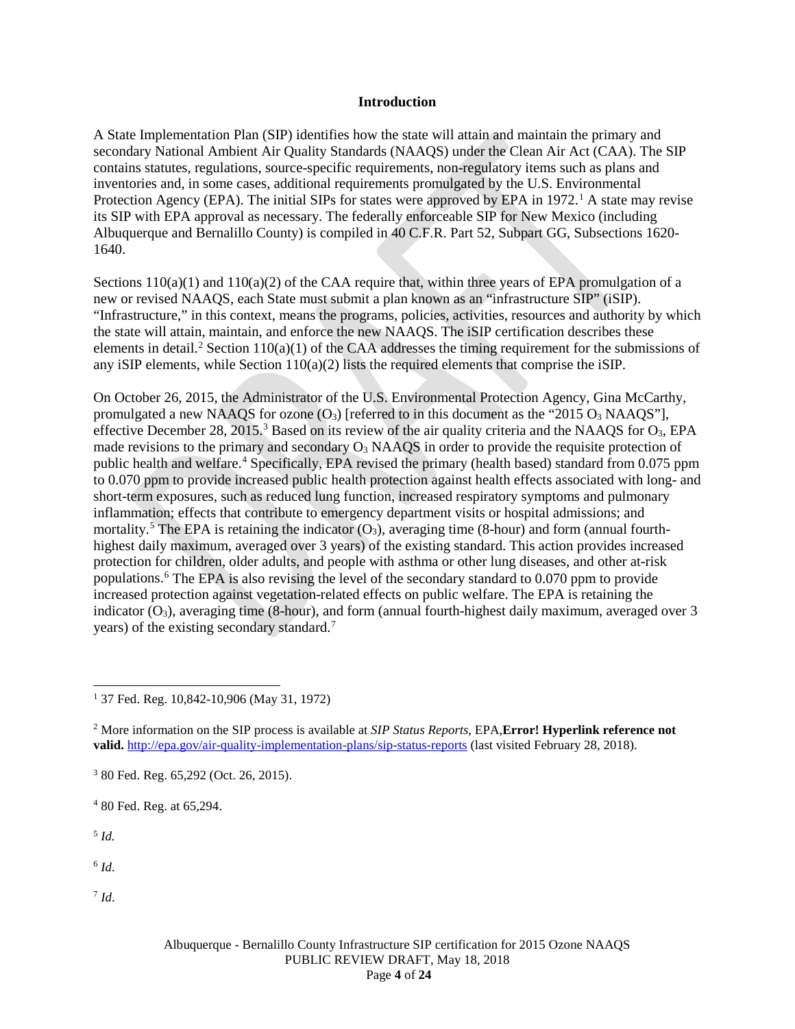## Introduction

A State Implementation Plan (SIP) identifies how the state will attain and maintain the primary and secondary National Ambient Air Quality Standards (NAAQS) under the Clean Air Act (CAA). The SIP contains statutes, regulations, source-specific requirements, non-regulatory items such as plans and inventories and, in some cases, additional requirements promulgated by the U.S. Environmental Protection Agency (EPA). The initial SIPs for states were approved by EPA in 1972.[1] A state may revise its SIP with EPA approval as necessary. The federally enforceable SIP for New Mexico (including Albuquerque and Bernalillo County) is compiled in 40 C.F.R. Part 52, Subpart GG, Subsections 1620-1640.

Sections 110(a)(1) and 110(a)(2) of the CAA require that, within three years of EPA promulgation of a new or revised NAAQS, each State must submit a plan known as an "infrastructure SIP" (iSIP). "Infrastructure," in this context, means the programs, policies, activities, resources and authority by which the state will attain, maintain, and enforce the new NAAQS. The iSIP certification describes these elements in detail.[2] Section 110(a)(1) of the CAA addresses the timing requirement for the submissions of any iSIP elements, while Section 110(a)(2) lists the required elements that comprise the iSIP.

On October 26, 2015, the Administrator of the U.S. Environmental Protection Agency, Gina McCarthy, promulgated a new NAAQS for ozone ($O_3$) [referred to in this document as the "2015 $O_3$ NAAQS"], effective December 28, 2015.[3] Based on its review of the air quality criteria and the NAAQS for $O_3$, EPA made revisions to the primary and secondary $O_3$ NAAQS in order to provide the requisite protection of public health and welfare.[4] Specifically, EPA revised the primary (health based) standard from 0.075 ppm to 0.070 ppm to provide increased public health protection against health effects associated with long- and short-term exposures, such as reduced lung function, increased respiratory symptoms and pulmonary inflammation; effects that contribute to emergency department visits or hospital admissions; and mortality.[5] The EPA is retaining the indicator ($O_3$), averaging time (8-hour) and form (annual fourth-highest daily maximum, averaged over 3 years) of the existing standard. This action provides increased protection for children, older adults, and people with asthma or other lung diseases, and other at-risk populations.[6] The EPA is also revising the level of the secondary standard to 0.070 ppm to provide increased protection against vegetation-related effects on public welfare. The EPA is retaining the indicator ($O_3$), averaging time (8-hour), and form (annual fourth-highest daily maximum, averaged over 3 years) of the existing secondary standard.[7]

---

[1] 37 Fed. Reg. 10,842-10,906 (May 31, 1972)

[2] More information on the SIP process is available at *SIP Status Reports*, EPA,**Error! Hyperlink reference not valid.** http://epa.gov/air-quality-implementation-plans/sip-status-reports (last visited February 28, 2018).

[3] 80 Fed. Reg. 65,292 (Oct. 26, 2015).

[4] 80 Fed. Reg. at 65,294.

[5] *Id.*

[6] *Id*.

[7] *Id*.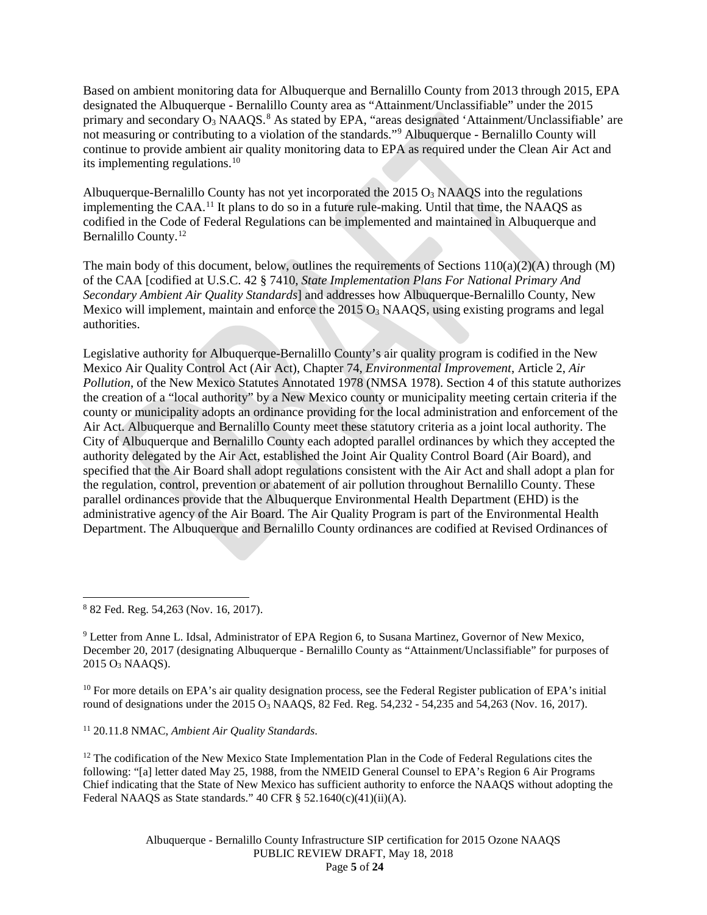Based on ambient monitoring data for Albuquerque and Bernalillo County from 2013 through 2015, EPA designated the Albuquerque - Bernalillo County area as "Attainment/Unclassifiable" under the 2015 primary and secondary $O_3$ NAAQS.[8] As stated by EPA, "areas designated 'Attainment/Unclassifiable' are not measuring or contributing to a violation of the standards."[9] Albuquerque - Bernalillo County will continue to provide ambient air quality monitoring data to EPA as required under the Clean Air Act and its implementing regulations.[10]

Albuquerque-Bernalillo County has not yet incorporated the 2015 $O_3$ NAAQS into the regulations implementing the CAA.[11] It plans to do so in a future rule-making. Until that time, the NAAQS as codified in the Code of Federal Regulations can be implemented and maintained in Albuquerque and Bernalillo County.[12]

The main body of this document, below, outlines the requirements of Sections 110(a)(2)(A) through (M) of the CAA [codified at U.S.C. 42 § 7410, *State Implementation Plans For National Primary And Secondary Ambient Air Quality Standards*] and addresses how Albuquerque-Bernalillo County, New Mexico will implement, maintain and enforce the 2015 $O_3$ NAAQS, using existing programs and legal authorities.

Legislative authority for Albuquerque-Bernalillo County's air quality program is codified in the New Mexico Air Quality Control Act (Air Act), Chapter 74, *Environmental Improvement*, Article 2, *Air Pollution*, of the New Mexico Statutes Annotated 1978 (NMSA 1978). Section 4 of this statute authorizes the creation of a "local authority" by a New Mexico county or municipality meeting certain criteria if the county or municipality adopts an ordinance providing for the local administration and enforcement of the Air Act. Albuquerque and Bernalillo County meet these statutory criteria as a joint local authority. The City of Albuquerque and Bernalillo County each adopted parallel ordinances by which they accepted the authority delegated by the Air Act, established the Joint Air Quality Control Board (Air Board), and specified that the Air Board shall adopt regulations consistent with the Air Act and shall adopt a plan for the regulation, control, prevention or abatement of air pollution throughout Bernalillo County. These parallel ordinances provide that the Albuquerque Environmental Health Department (EHD) is the administrative agency of the Air Board. The Air Quality Program is part of the Environmental Health Department. The Albuquerque and Bernalillo County ordinances are codified at Revised Ordinances of

---

[8] 82 Fed. Reg. 54,263 (Nov. 16, 2017).

[9] Letter from Anne L. Idsal, Administrator of EPA Region 6, to Susana Martinez, Governor of New Mexico, December 20, 2017 (designating Albuquerque - Bernalillo County as "Attainment/Unclassifiable" for purposes of 2015 $O_3$ NAAQS).

[10] For more details on EPA's air quality designation process, see the Federal Register publication of EPA's initial round of designations under the 2015 $O_3$ NAAQS, 82 Fed. Reg. 54,232 - 54,235 and 54,263 (Nov. 16, 2017).

[11] 20.11.8 NMAC, *Ambient Air Quality Standards*.

[12] The codification of the New Mexico State Implementation Plan in the Code of Federal Regulations cites the following: "[a] letter dated May 25, 1988, from the NMEID General Counsel to EPA's Region 6 Air Programs Chief indicating that the State of New Mexico has sufficient authority to enforce the NAAQS without adopting the Federal NAAQS as State standards." 40 CFR § 52.1640(c)(41)(ii)(A).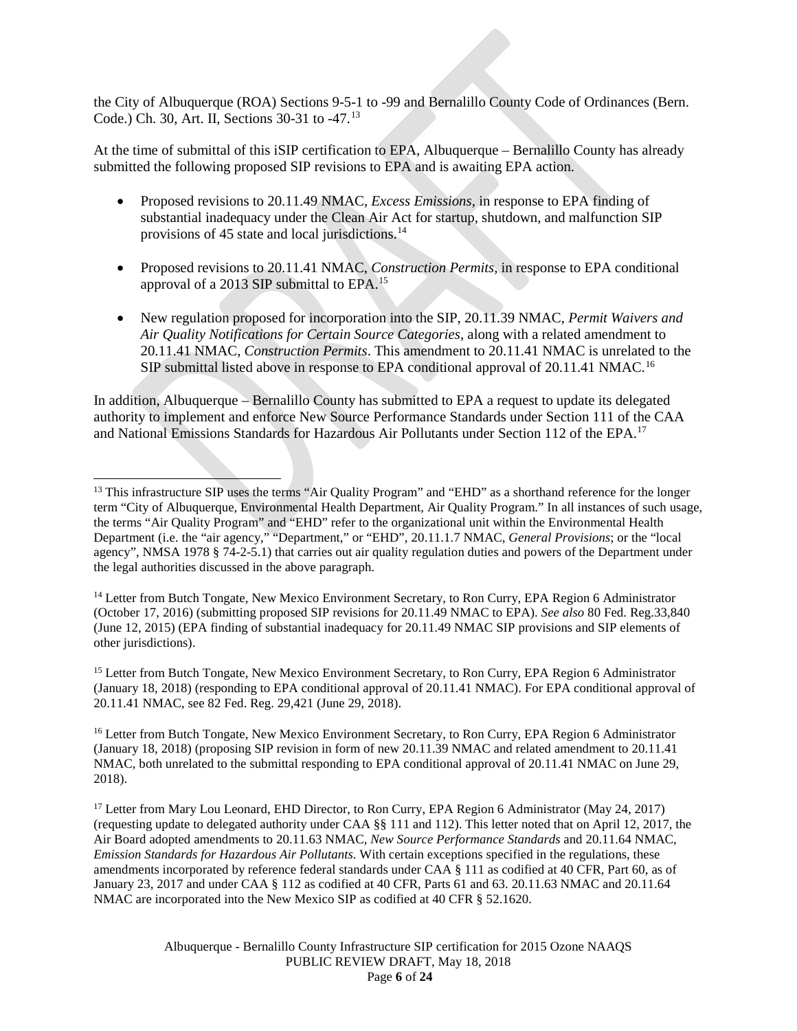the City of Albuquerque (ROA) Sections 9-5-1 to -99 and Bernalillo County Code of Ordinances (Bern. Code.) Ch. 30, Art. II, Sections 30-31 to -47.[13]

At the time of submittal of this iSIP certification to EPA, Albuquerque – Bernalillo County has already submitted the following proposed SIP revisions to EPA and is awaiting EPA action.

- Proposed revisions to 20.11.49 NMAC, *Excess Emissions*, in response to EPA finding of substantial inadequacy under the Clean Air Act for startup, shutdown, and malfunction SIP provisions of 45 state and local jurisdictions.[14]

- Proposed revisions to 20.11.41 NMAC, *Construction Permits*, in response to EPA conditional approval of a 2013 SIP submittal to EPA.[15]

- New regulation proposed for incorporation into the SIP, 20.11.39 NMAC, *Permit Waivers and Air Quality Notifications for Certain Source Categories*, along with a related amendment to 20.11.41 NMAC, *Construction Permits*. This amendment to 20.11.41 NMAC is unrelated to the SIP submittal listed above in response to EPA conditional approval of 20.11.41 NMAC.[16]

In addition, Albuquerque – Bernalillo County has submitted to EPA a request to update its delegated authority to implement and enforce New Source Performance Standards under Section 111 of the CAA and National Emissions Standards for Hazardous Air Pollutants under Section 112 of the EPA.[17]

---

[13] This infrastructure SIP uses the terms "Air Quality Program" and "EHD" as a shorthand reference for the longer term "City of Albuquerque, Environmental Health Department, Air Quality Program." In all instances of such usage, the terms "Air Quality Program" and "EHD" refer to the organizational unit within the Environmental Health Department (i.e. the "air agency," "Department," or "EHD", 20.11.1.7 NMAC, *General Provisions*; or the "local agency", NMSA 1978 § 74-2-5.1) that carries out air quality regulation duties and powers of the Department under the legal authorities discussed in the above paragraph.

[14] Letter from Butch Tongate, New Mexico Environment Secretary, to Ron Curry, EPA Region 6 Administrator (October 17, 2016) (submitting proposed SIP revisions for 20.11.49 NMAC to EPA). *See also* 80 Fed. Reg.33,840 (June 12, 2015) (EPA finding of substantial inadequacy for 20.11.49 NMAC SIP provisions and SIP elements of other jurisdictions).

[15] Letter from Butch Tongate, New Mexico Environment Secretary, to Ron Curry, EPA Region 6 Administrator (January 18, 2018) (responding to EPA conditional approval of 20.11.41 NMAC). For EPA conditional approval of 20.11.41 NMAC, see 82 Fed. Reg. 29,421 (June 29, 2018).

[16] Letter from Butch Tongate, New Mexico Environment Secretary, to Ron Curry, EPA Region 6 Administrator (January 18, 2018) (proposing SIP revision in form of new 20.11.39 NMAC and related amendment to 20.11.41 NMAC, both unrelated to the submittal responding to EPA conditional approval of 20.11.41 NMAC on June 29, 2018).

[17] Letter from Mary Lou Leonard, EHD Director, to Ron Curry, EPA Region 6 Administrator (May 24, 2017) (requesting update to delegated authority under CAA §§ 111 and 112). This letter noted that on April 12, 2017, the Air Board adopted amendments to 20.11.63 NMAC, *New Source Performance Standards* and 20.11.64 NMAC, *Emission Standards for Hazardous Air Pollutants*. With certain exceptions specified in the regulations, these amendments incorporated by reference federal standards under CAA § 111 as codified at 40 CFR, Part 60, as of January 23, 2017 and under CAA § 112 as codified at 40 CFR, Parts 61 and 63. 20.11.63 NMAC and 20.11.64 NMAC are incorporated into the New Mexico SIP as codified at 40 CFR § 52.1620.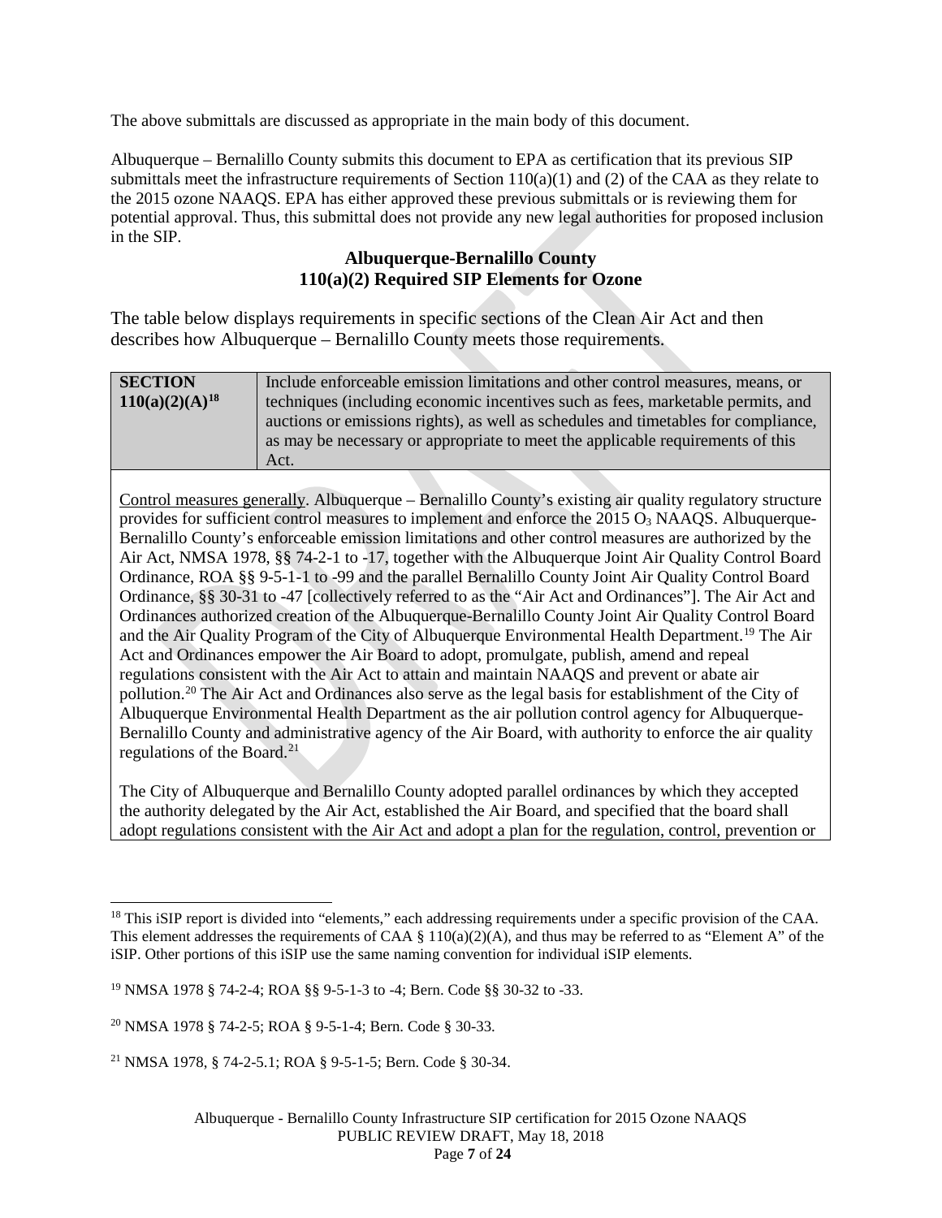The above submittals are discussed as appropriate in the main body of this document.

Albuquerque – Bernalillo County submits this document to EPA as certification that its previous SIP submittals meet the infrastructure requirements of Section 110(a)(1) and (2) of the CAA as they relate to the 2015 ozone NAAQS. EPA has either approved these previous submittals or is reviewing them for potential approval. Thus, this submittal does not provide any new legal authorities for proposed inclusion in the SIP.

## Albuquerque-Bernalillo County 110(a)(2) Required SIP Elements for Ozone

The table below displays requirements in specific sections of the Clean Air Act and then describes how Albuquerque – Bernalillo County meets those requirements.

| **SECTION 110(a)(2)(A)**[18] | Include enforceable emission limitations and other control measures, means, or techniques (including economic incentives such as fees, marketable permits, and auctions or emissions rights), as well as schedules and timetables for compliance, as may be necessary or appropriate to meet the applicable requirements of this Act. |
|---|---|

Control measures generally. Albuquerque – Bernalillo County's existing air quality regulatory structure provides for sufficient control measures to implement and enforce the 2015 $O_3$ NAAQS. Albuquerque-Bernalillo County's enforceable emission limitations and other control measures are authorized by the Air Act, NMSA 1978, §§ 74-2-1 to -17, together with the Albuquerque Joint Air Quality Control Board Ordinance, ROA §§ 9-5-1-1 to -99 and the parallel Bernalillo County Joint Air Quality Control Board Ordinance, §§ 30-31 to -47 [collectively referred to as the "Air Act and Ordinances"]. The Air Act and Ordinances authorized creation of the Albuquerque-Bernalillo County Joint Air Quality Control Board and the Air Quality Program of the City of Albuquerque Environmental Health Department.[19] The Air Act and Ordinances empower the Air Board to adopt, promulgate, publish, amend and repeal regulations consistent with the Air Act to attain and maintain NAAQS and prevent or abate air pollution.[20] The Air Act and Ordinances also serve as the legal basis for establishment of the City of Albuquerque Environmental Health Department as the air pollution control agency for Albuquerque-Bernalillo County and administrative agency of the Air Board, with authority to enforce the air quality regulations of the Board.[21]

The City of Albuquerque and Bernalillo County adopted parallel ordinances by which they accepted the authority delegated by the Air Act, established the Air Board, and specified that the board shall adopt regulations consistent with the Air Act and adopt a plan for the regulation, control, prevention or

---

[18] This iSIP report is divided into "elements," each addressing requirements under a specific provision of the CAA. This element addresses the requirements of CAA § 110(a)(2)(A), and thus may be referred to as "Element A" of the iSIP. Other portions of this iSIP use the same naming convention for individual iSIP elements.

[19] NMSA 1978 § 74-2-4; ROA §§ 9-5-1-3 to -4; Bern. Code §§ 30-32 to -33.

[20] NMSA 1978 § 74-2-5; ROA § 9-5-1-4; Bern. Code § 30-33.

[21] NMSA 1978, § 74-2-5.1; ROA § 9-5-1-5; Bern. Code § 30-34.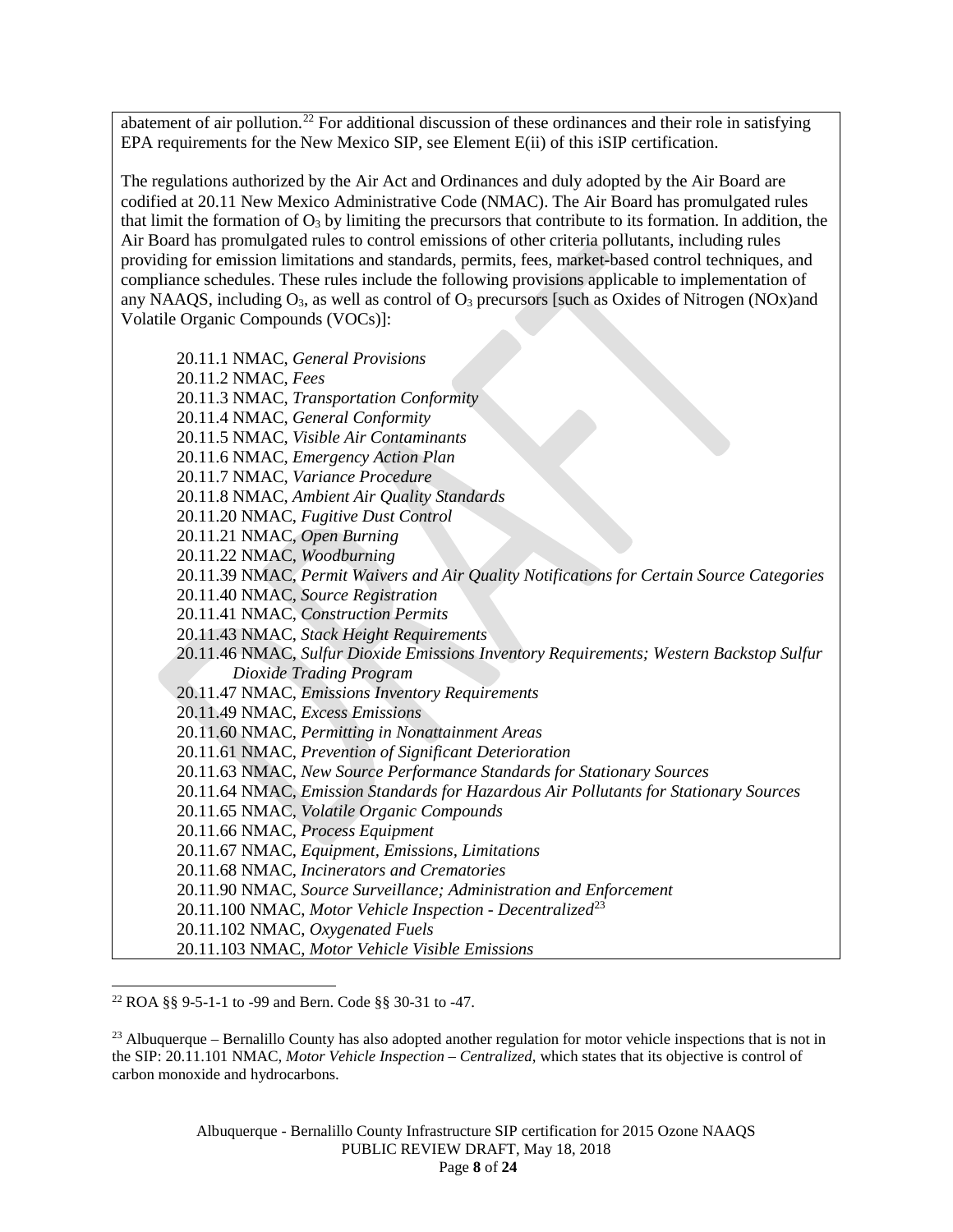abatement of air pollution.[22] For additional discussion of these ordinances and their role in satisfying EPA requirements for the New Mexico SIP, see Element E(ii) of this iSIP certification.

The regulations authorized by the Air Act and Ordinances and duly adopted by the Air Board are codified at 20.11 New Mexico Administrative Code (NMAC). The Air Board has promulgated rules that limit the formation of $O_3$ by limiting the precursors that contribute to its formation. In addition, the Air Board has promulgated rules to control emissions of other criteria pollutants, including rules providing for emission limitations and standards, permits, fees, market-based control techniques, and compliance schedules. These rules include the following provisions applicable to implementation of any NAAQS, including $O_3$, as well as control of $O_3$ precursors [such as Oxides of Nitrogen (NOx)and Volatile Organic Compounds (VOCs)]:

- 20.11.1 NMAC, *General Provisions*
- 20.11.2 NMAC, *Fees*
- 20.11.3 NMAC, *Transportation Conformity*
- 20.11.4 NMAC, *General Conformity*
- 20.11.5 NMAC, *Visible Air Contaminants*
- 20.11.6 NMAC, *Emergency Action Plan*
- 20.11.7 NMAC, *Variance Procedure*
- 20.11.8 NMAC, *Ambient Air Quality Standards*
- 20.11.20 NMAC, *Fugitive Dust Control*
- 20.11.21 NMAC, *Open Burning*
- 20.11.22 NMAC, *Woodburning*
- 20.11.39 NMAC, *Permit Waivers and Air Quality Notifications for Certain Source Categories*
- 20.11.40 NMAC, *Source Registration*
- 20.11.41 NMAC, *Construction Permits*
- 20.11.43 NMAC, *Stack Height Requirements*
- 20.11.46 NMAC, *Sulfur Dioxide Emissions Inventory Requirements; Western Backstop Sulfur Dioxide Trading Program*
- 20.11.47 NMAC, *Emissions Inventory Requirements*
- 20.11.49 NMAC, *Excess Emissions*
- 20.11.60 NMAC, *Permitting in Nonattainment Areas*
- 20.11.61 NMAC, *Prevention of Significant Deterioration*
- 20.11.63 NMAC, *New Source Performance Standards for Stationary Sources*
- 20.11.64 NMAC, *Emission Standards for Hazardous Air Pollutants for Stationary Sources*
- 20.11.65 NMAC, *Volatile Organic Compounds*
- 20.11.66 NMAC, *Process Equipment*
- 20.11.67 NMAC, *Equipment, Emissions, Limitations*
- 20.11.68 NMAC, *Incinerators and Crematories*
- 20.11.90 NMAC, *Source Surveillance; Administration and Enforcement*
- 20.11.100 NMAC, *Motor Vehicle Inspection - Decentralized*[23]
- 20.11.102 NMAC, *Oxygenated Fuels*
- 20.11.103 NMAC, *Motor Vehicle Visible Emissions*

---

[22] ROA §§ 9-5-1-1 to -99 and Bern. Code §§ 30-31 to -47.

[23] Albuquerque – Bernalillo County has also adopted another regulation for motor vehicle inspections that is not in the SIP: 20.11.101 NMAC, *Motor Vehicle Inspection – Centralized*, which states that its objective is control of carbon monoxide and hydrocarbons.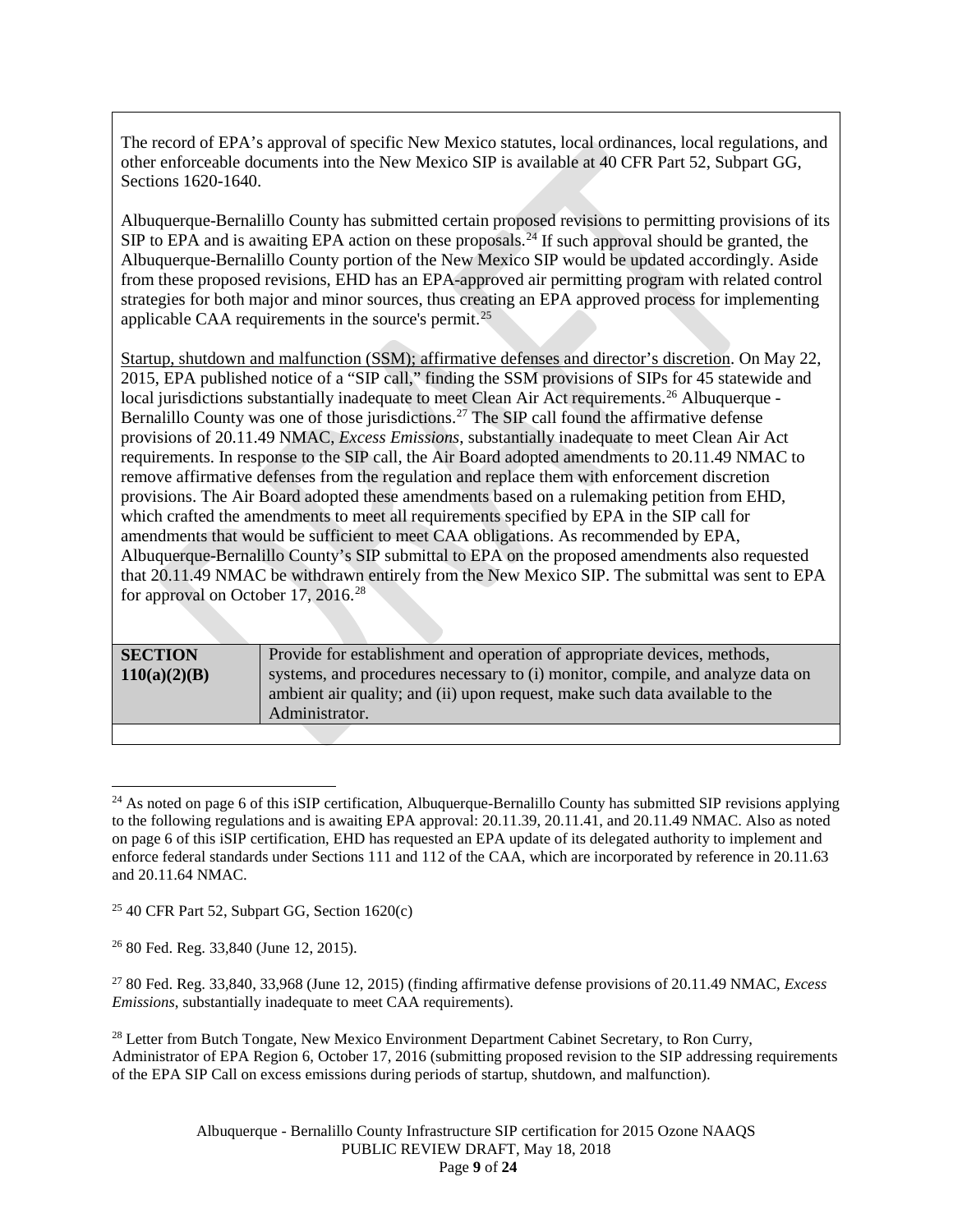The record of EPA's approval of specific New Mexico statutes, local ordinances, local regulations, and other enforceable documents into the New Mexico SIP is available at 40 CFR Part 52, Subpart GG, Sections 1620-1640.

Albuquerque-Bernalillo County has submitted certain proposed revisions to permitting provisions of its SIP to EPA and is awaiting EPA action on these proposals.[24] If such approval should be granted, the Albuquerque-Bernalillo County portion of the New Mexico SIP would be updated accordingly. Aside from these proposed revisions, EHD has an EPA-approved air permitting program with related control strategies for both major and minor sources, thus creating an EPA approved process for implementing applicable CAA requirements in the source's permit.[25]

Startup, shutdown and malfunction (SSM); affirmative defenses and director's discretion. On May 22, 2015, EPA published notice of a "SIP call," finding the SSM provisions of SIPs for 45 statewide and local jurisdictions substantially inadequate to meet Clean Air Act requirements.[26] Albuquerque - Bernalillo County was one of those jurisdictions.[27] The SIP call found the affirmative defense provisions of 20.11.49 NMAC, *Excess Emissions*, substantially inadequate to meet Clean Air Act requirements. In response to the SIP call, the Air Board adopted amendments to 20.11.49 NMAC to remove affirmative defenses from the regulation and replace them with enforcement discretion provisions. The Air Board adopted these amendments based on a rulemaking petition from EHD, which crafted the amendments to meet all requirements specified by EPA in the SIP call for amendments that would be sufficient to meet CAA obligations. As recommended by EPA, Albuquerque-Bernalillo County's SIP submittal to EPA on the proposed amendments also requested that 20.11.49 NMAC be withdrawn entirely from the New Mexico SIP. The submittal was sent to EPA for approval on October 17, 2016.[28]

| **SECTION 110(a)(2)(B)** | Provide for establishment and operation of appropriate devices, methods, systems, and procedures necessary to (i) monitor, compile, and analyze data on ambient air quality; and (ii) upon request, make such data available to the Administrator. |
|---|---|

[24] As noted on page 6 of this iSIP certification, Albuquerque-Bernalillo County has submitted SIP revisions applying to the following regulations and is awaiting EPA approval: 20.11.39, 20.11.41, and 20.11.49 NMAC. Also as noted on page 6 of this iSIP certification, EHD has requested an EPA update of its delegated authority to implement and enforce federal standards under Sections 111 and 112 of the CAA, which are incorporated by reference in 20.11.63 and 20.11.64 NMAC.

[25] 40 CFR Part 52, Subpart GG, Section 1620(c)

[26] 80 Fed. Reg. 33,840 (June 12, 2015).

[27] 80 Fed. Reg. 33,840, 33,968 (June 12, 2015) (finding affirmative defense provisions of 20.11.49 NMAC, *Excess Emissions*, substantially inadequate to meet CAA requirements).

[28] Letter from Butch Tongate, New Mexico Environment Department Cabinet Secretary, to Ron Curry, Administrator of EPA Region 6, October 17, 2016 (submitting proposed revision to the SIP addressing requirements of the EPA SIP Call on excess emissions during periods of startup, shutdown, and malfunction).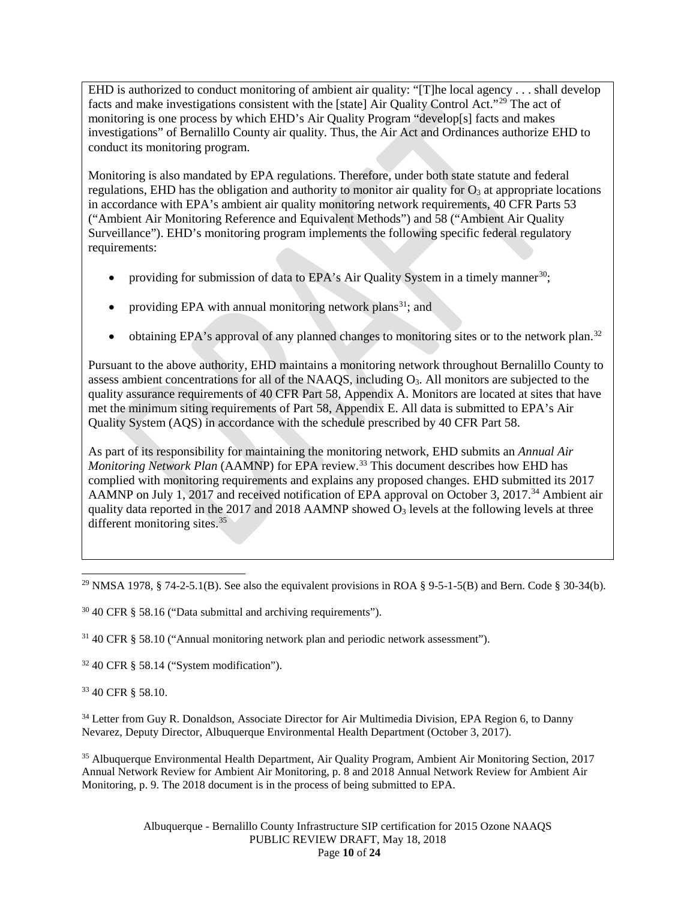EHD is authorized to conduct monitoring of ambient air quality: "[T]he local agency . . . shall develop facts and make investigations consistent with the [state] Air Quality Control Act."[29] The act of monitoring is one process by which EHD's Air Quality Program "develop[s] facts and makes investigations" of Bernalillo County air quality. Thus, the Air Act and Ordinances authorize EHD to conduct its monitoring program.

Monitoring is also mandated by EPA regulations. Therefore, under both state statute and federal regulations, EHD has the obligation and authority to monitor air quality for $O_3$ at appropriate locations in accordance with EPA's ambient air quality monitoring network requirements, 40 CFR Parts 53 ("Ambient Air Monitoring Reference and Equivalent Methods") and 58 ("Ambient Air Quality Surveillance"). EHD's monitoring program implements the following specific federal regulatory requirements:

- providing for submission of data to EPA's Air Quality System in a timely manner[30];
- providing EPA with annual monitoring network plans[31]; and
- obtaining EPA's approval of any planned changes to monitoring sites or to the network plan.[32]

Pursuant to the above authority, EHD maintains a monitoring network throughout Bernalillo County to assess ambient concentrations for all of the NAAQS, including $O_3$. All monitors are subjected to the quality assurance requirements of 40 CFR Part 58, Appendix A. Monitors are located at sites that have met the minimum siting requirements of Part 58, Appendix E. All data is submitted to EPA's Air Quality System (AQS) in accordance with the schedule prescribed by 40 CFR Part 58.

As part of its responsibility for maintaining the monitoring network, EHD submits an *Annual Air Monitoring Network Plan* (AAMNP) for EPA review.[33] This document describes how EHD has complied with monitoring requirements and explains any proposed changes. EHD submitted its 2017 AAMNP on July 1, 2017 and received notification of EPA approval on October 3, 2017.[34] Ambient air quality data reported in the 2017 and 2018 AAMNP showed $O_3$ levels at the following levels at three different monitoring sites.[35]

---

[29] NMSA 1978, § 74-2-5.1(B). See also the equivalent provisions in ROA § 9-5-1-5(B) and Bern. Code § 30-34(b).

[30] 40 CFR § 58.16 ("Data submittal and archiving requirements").

[31] 40 CFR § 58.10 ("Annual monitoring network plan and periodic network assessment").

[32] 40 CFR § 58.14 ("System modification").

[33] 40 CFR § 58.10.

[34] Letter from Guy R. Donaldson, Associate Director for Air Multimedia Division, EPA Region 6, to Danny Nevarez, Deputy Director, Albuquerque Environmental Health Department (October 3, 2017).

[35] Albuquerque Environmental Health Department, Air Quality Program, Ambient Air Monitoring Section, 2017 Annual Network Review for Ambient Air Monitoring, p. 8 and 2018 Annual Network Review for Ambient Air Monitoring, p. 9. The 2018 document is in the process of being submitted to EPA.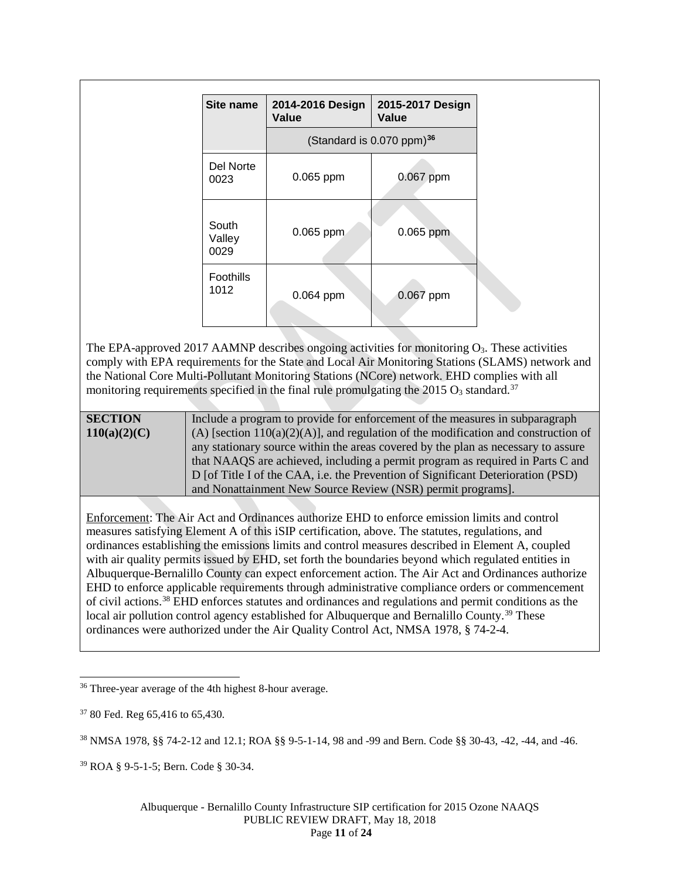| Site name | 2014-2016 Design Value | 2015-2017 Design Value |
|---|---|---|
| | (Standard is 0.070 ppm)[36] | |
| Del Norte 0023 | 0.065 ppm | 0.067 ppm |
| South Valley 0029 | 0.065 ppm | 0.065 ppm |
| Foothills 1012 | 0.064 ppm | 0.067 ppm |

The EPA-approved 2017 AAMNP describes ongoing activities for monitoring $O_3$. These activities comply with EPA requirements for the State and Local Air Monitoring Stations (SLAMS) network and the National Core Multi-Pollutant Monitoring Stations (NCore) network. EHD complies with all monitoring requirements specified in the final rule promulgating the 2015 $O_3$ standard.[37]

| **SECTION 110(a)(2)(C)** | Include a program to provide for enforcement of the measures in subparagraph (A) [section 110(a)(2)(A)], and regulation of the modification and construction of any stationary source within the areas covered by the plan as necessary to assure that NAAQS are achieved, including a permit program as required in Parts C and D [of Title I of the CAA, i.e. the Prevention of Significant Deterioration (PSD) and Nonattainment New Source Review (NSR) permit programs]. |
|---|---|

Enforcement: The Air Act and Ordinances authorize EHD to enforce emission limits and control measures satisfying Element A of this iSIP certification, above. The statutes, regulations, and ordinances establishing the emissions limits and control measures described in Element A, coupled with air quality permits issued by EHD, set forth the boundaries beyond which regulated entities in Albuquerque-Bernalillo County can expect enforcement action. The Air Act and Ordinances authorize EHD to enforce applicable requirements through administrative compliance orders or commencement of civil actions.[38] EHD enforces statutes and ordinances and regulations and permit conditions as the local air pollution control agency established for Albuquerque and Bernalillo County.[39] These ordinances were authorized under the Air Quality Control Act, NMSA 1978, § 74-2-4.

---

[36] Three-year average of the 4th highest 8-hour average.

[37] 80 Fed. Reg 65,416 to 65,430.

[38] NMSA 1978, §§ 74-2-12 and 12.1; ROA §§ 9-5-1-14, 98 and -99 and Bern. Code §§ 30-43, -42, -44, and -46.

[39] ROA § 9-5-1-5; Bern. Code § 30-34.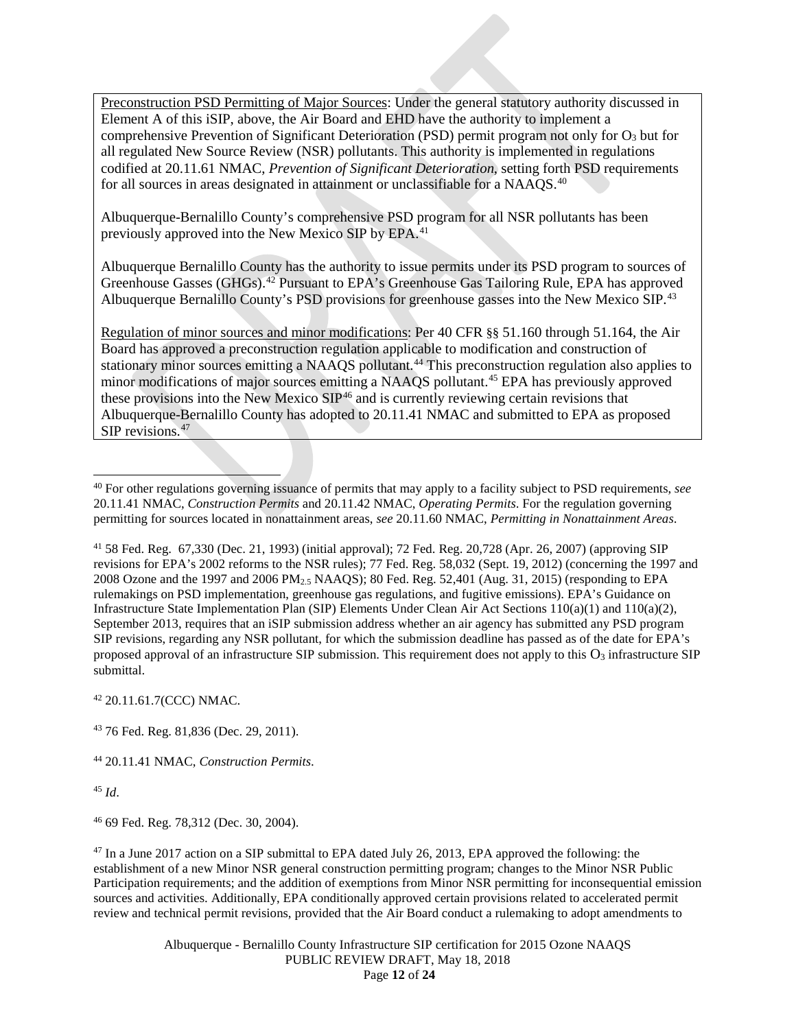Preconstruction PSD Permitting of Major Sources: Under the general statutory authority discussed in Element A of this iSIP, above, the Air Board and EHD have the authority to implement a comprehensive Prevention of Significant Deterioration (PSD) permit program not only for $O_3$ but for all regulated New Source Review (NSR) pollutants. This authority is implemented in regulations codified at 20.11.61 NMAC, *Prevention of Significant Deterioration*, setting forth PSD requirements for all sources in areas designated in attainment or unclassifiable for a NAAQS.[40]

Albuquerque-Bernalillo County's comprehensive PSD program for all NSR pollutants has been previously approved into the New Mexico SIP by EPA.[41]

Albuquerque Bernalillo County has the authority to issue permits under its PSD program to sources of Greenhouse Gasses (GHGs).[42] Pursuant to EPA's Greenhouse Gas Tailoring Rule, EPA has approved Albuquerque Bernalillo County's PSD provisions for greenhouse gasses into the New Mexico SIP.[43]

Regulation of minor sources and minor modifications: Per 40 CFR §§ 51.160 through 51.164, the Air Board has approved a preconstruction regulation applicable to modification and construction of stationary minor sources emitting a NAAQS pollutant.[44] This preconstruction regulation also applies to minor modifications of major sources emitting a NAAQS pollutant.[45] EPA has previously approved these provisions into the New Mexico SIP[46] and is currently reviewing certain revisions that Albuquerque-Bernalillo County has adopted to 20.11.41 NMAC and submitted to EPA as proposed SIP revisions.[47]

---

[40] For other regulations governing issuance of permits that may apply to a facility subject to PSD requirements, *see* 20.11.41 NMAC, *Construction Permits* and 20.11.42 NMAC, *Operating Permits*. For the regulation governing permitting for sources located in nonattainment areas, *see* 20.11.60 NMAC, *Permitting in Nonattainment Areas*.

[41] 58 Fed. Reg. 67,330 (Dec. 21, 1993) (initial approval); 72 Fed. Reg. 20,728 (Apr. 26, 2007) (approving SIP revisions for EPA's 2002 reforms to the NSR rules); 77 Fed. Reg. 58,032 (Sept. 19, 2012) (concerning the 1997 and 2008 Ozone and the 1997 and 2006 $PM_{2.5}$ NAAQS); 80 Fed. Reg. 52,401 (Aug. 31, 2015) (responding to EPA rulemakings on PSD implementation, greenhouse gas regulations, and fugitive emissions). EPA's Guidance on Infrastructure State Implementation Plan (SIP) Elements Under Clean Air Act Sections 110(a)(1) and 110(a)(2), September 2013, requires that an iSIP submission address whether an air agency has submitted any PSD program SIP revisions, regarding any NSR pollutant, for which the submission deadline has passed as of the date for EPA's proposed approval of an infrastructure SIP submission. This requirement does not apply to this $O_3$ infrastructure SIP submittal.

[42] 20.11.61.7(CCC) NMAC.

[43] 76 Fed. Reg. 81,836 (Dec. 29, 2011).

[44] 20.11.41 NMAC, *Construction Permits*.

[45] *Id*.

[46] 69 Fed. Reg. 78,312 (Dec. 30, 2004).

[47] In a June 2017 action on a SIP submittal to EPA dated July 26, 2013, EPA approved the following: the establishment of a new Minor NSR general construction permitting program; changes to the Minor NSR Public Participation requirements; and the addition of exemptions from Minor NSR permitting for inconsequential emission sources and activities. Additionally, EPA conditionally approved certain provisions related to accelerated permit review and technical permit revisions, provided that the Air Board conduct a rulemaking to adopt amendments to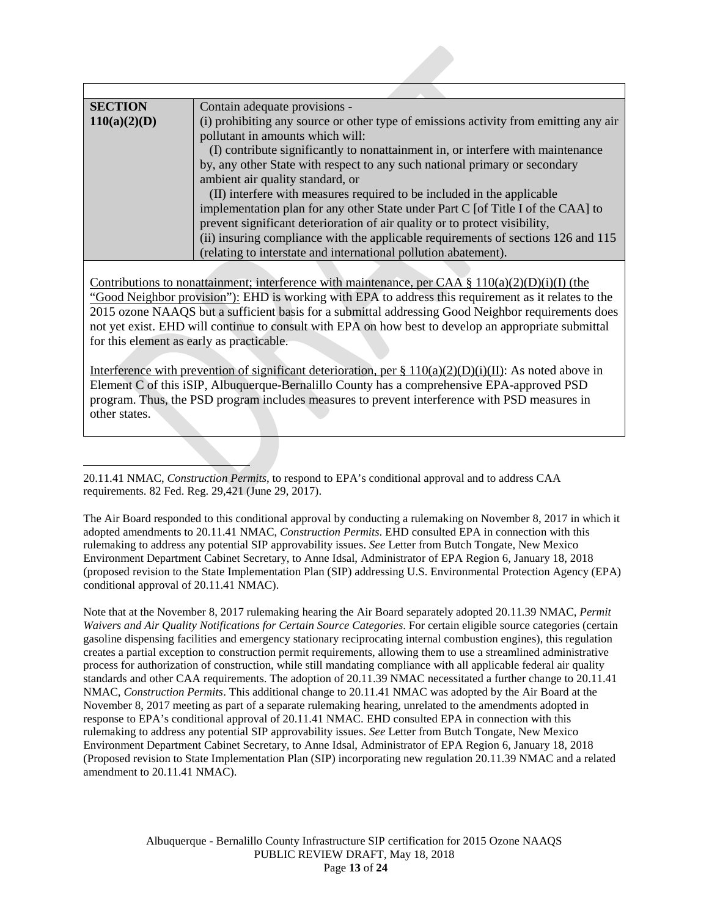| **SECTION 110(a)(2)(D)** | Contain adequate provisions -<br>(i) prohibiting any source or other type of emissions activity from emitting any air pollutant in amounts which will:<br>(I) contribute significantly to nonattainment in, or interfere with maintenance by, any other State with respect to any such national primary or secondary ambient air quality standard, or<br>(II) interfere with measures required to be included in the applicable implementation plan for any other State under Part C [of Title I of the CAA] to prevent significant deterioration of air quality or to protect visibility,<br>(ii) insuring compliance with the applicable requirements of sections 126 and 115 (relating to interstate and international pollution abatement). |
|---|---|

Contributions to nonattainment; interference with maintenance, per CAA § 110(a)(2)(D)(i)(I) (the "Good Neighbor provision"): EHD is working with EPA to address this requirement as it relates to the 2015 ozone NAAQS but a sufficient basis for a submittal addressing Good Neighbor requirements does not yet exist. EHD will continue to consult with EPA on how best to develop an appropriate submittal for this element as early as practicable.

Interference with prevention of significant deterioration, per § 110(a)(2)(D)(i)(II): As noted above in Element C of this iSIP, Albuquerque-Bernalillo County has a comprehensive EPA-approved PSD program. Thus, the PSD program includes measures to prevent interference with PSD measures in other states.

---

20.11.41 NMAC, *Construction Permits*, to respond to EPA's conditional approval and to address CAA requirements. 82 Fed. Reg. 29,421 (June 29, 2017).

The Air Board responded to this conditional approval by conducting a rulemaking on November 8, 2017 in which it adopted amendments to 20.11.41 NMAC, *Construction Permits*. EHD consulted EPA in connection with this rulemaking to address any potential SIP approvability issues. *See* Letter from Butch Tongate, New Mexico Environment Department Cabinet Secretary, to Anne Idsal, Administrator of EPA Region 6, January 18, 2018 (proposed revision to the State Implementation Plan (SIP) addressing U.S. Environmental Protection Agency (EPA) conditional approval of 20.11.41 NMAC).

Note that at the November 8, 2017 rulemaking hearing the Air Board separately adopted 20.11.39 NMAC, *Permit Waivers and Air Quality Notifications for Certain Source Categories*. For certain eligible source categories (certain gasoline dispensing facilities and emergency stationary reciprocating internal combustion engines), this regulation creates a partial exception to construction permit requirements, allowing them to use a streamlined administrative process for authorization of construction, while still mandating compliance with all applicable federal air quality standards and other CAA requirements. The adoption of 20.11.39 NMAC necessitated a further change to 20.11.41 NMAC, *Construction Permits*. This additional change to 20.11.41 NMAC was adopted by the Air Board at the November 8, 2017 meeting as part of a separate rulemaking hearing, unrelated to the amendments adopted in response to EPA's conditional approval of 20.11.41 NMAC. EHD consulted EPA in connection with this rulemaking to address any potential SIP approvability issues. *See* Letter from Butch Tongate, New Mexico Environment Department Cabinet Secretary, to Anne Idsal, Administrator of EPA Region 6, January 18, 2018 (Proposed revision to State Implementation Plan (SIP) incorporating new regulation 20.11.39 NMAC and a related amendment to 20.11.41 NMAC).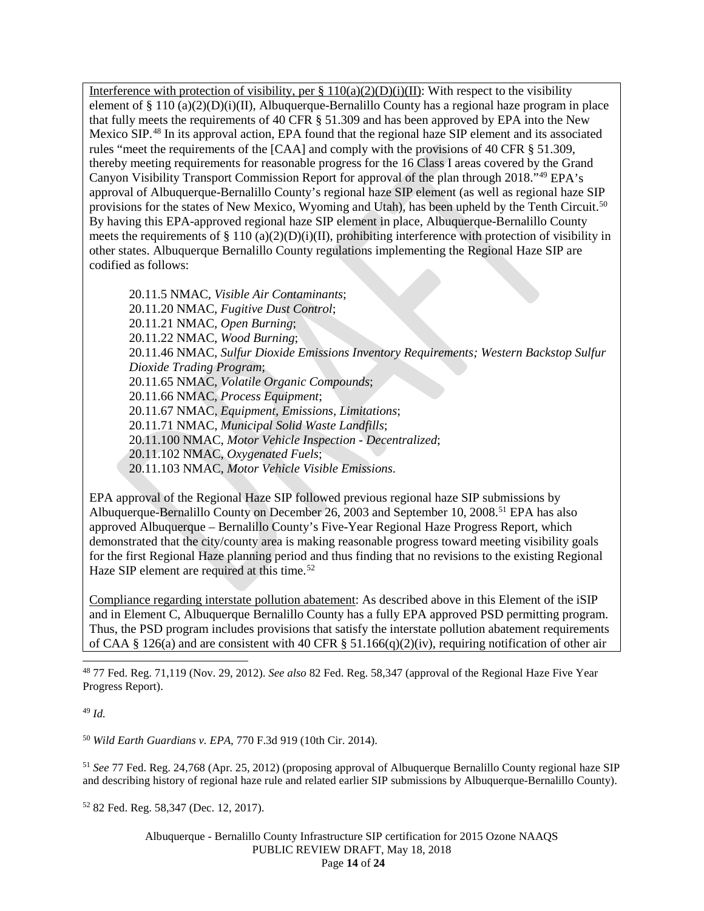Interference with protection of visibility, per § 110(a)(2)(D)(i)(II): With respect to the visibility element of § 110 (a)(2)(D)(i)(II), Albuquerque-Bernalillo County has a regional haze program in place that fully meets the requirements of 40 CFR § 51.309 and has been approved by EPA into the New Mexico SIP.[48] In its approval action, EPA found that the regional haze SIP element and its associated rules "meet the requirements of the [CAA] and comply with the provisions of 40 CFR § 51.309, thereby meeting requirements for reasonable progress for the 16 Class I areas covered by the Grand Canyon Visibility Transport Commission Report for approval of the plan through 2018."[49] EPA's approval of Albuquerque-Bernalillo County's regional haze SIP element (as well as regional haze SIP provisions for the states of New Mexico, Wyoming and Utah), has been upheld by the Tenth Circuit.[50] By having this EPA-approved regional haze SIP element in place, Albuquerque-Bernalillo County meets the requirements of § 110 (a)(2)(D)(i)(II), prohibiting interference with protection of visibility in other states. Albuquerque Bernalillo County regulations implementing the Regional Haze SIP are codified as follows:

20.11.5 NMAC, *Visible Air Contaminants*;
20.11.20 NMAC, *Fugitive Dust Control*;
20.11.21 NMAC, *Open Burning*;
20.11.22 NMAC, *Wood Burning*;
20.11.46 NMAC, *Sulfur Dioxide Emissions Inventory Requirements; Western Backstop Sulfur Dioxide Trading Program*;
20.11.65 NMAC, *Volatile Organic Compounds*;
20.11.66 NMAC, *Process Equipment*;
20.11.67 NMAC, *Equipment, Emissions, Limitations*;
20.11.71 NMAC, *Municipal Solid Waste Landfills*;
20.11.100 NMAC, *Motor Vehicle Inspection - Decentralized*;
20.11.102 NMAC, *Oxygenated Fuels*;
20.11.103 NMAC, *Motor Vehicle Visible Emissions*.

EPA approval of the Regional Haze SIP followed previous regional haze SIP submissions by Albuquerque-Bernalillo County on December 26, 2003 and September 10, 2008.[51] EPA has also approved Albuquerque – Bernalillo County's Five-Year Regional Haze Progress Report, which demonstrated that the city/county area is making reasonable progress toward meeting visibility goals for the first Regional Haze planning period and thus finding that no revisions to the existing Regional Haze SIP element are required at this time.[52]

Compliance regarding interstate pollution abatement: As described above in this Element of the iSIP and in Element C, Albuquerque Bernalillo County has a fully EPA approved PSD permitting program. Thus, the PSD program includes provisions that satisfy the interstate pollution abatement requirements of CAA § 126(a) and are consistent with 40 CFR § 51.166(q)(2)(iv), requiring notification of other air

---

[48] 77 Fed. Reg. 71,119 (Nov. 29, 2012). *See also* 82 Fed. Reg. 58,347 (approval of the Regional Haze Five Year Progress Report).

[49] *Id.*

[50] *Wild Earth Guardians v. EPA*, 770 F.3d 919 (10th Cir. 2014).

[51] *See* 77 Fed. Reg. 24,768 (Apr. 25, 2012) (proposing approval of Albuquerque Bernalillo County regional haze SIP and describing history of regional haze rule and related earlier SIP submissions by Albuquerque-Bernalillo County).

[52] 82 Fed. Reg. 58,347 (Dec. 12, 2017).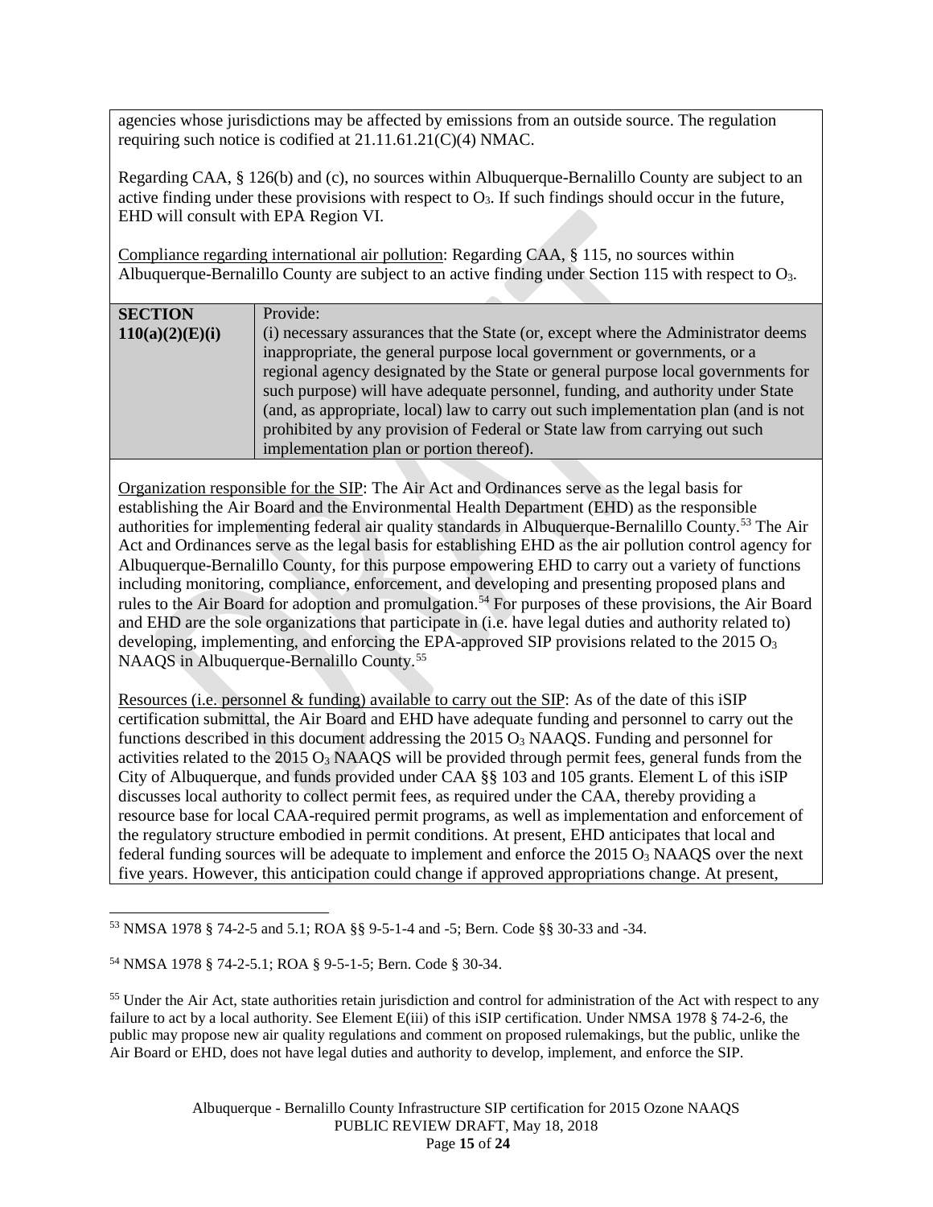agencies whose jurisdictions may be affected by emissions from an outside source. The regulation requiring such notice is codified at 21.11.61.21(C)(4) NMAC.

Regarding CAA, § 126(b) and (c), no sources within Albuquerque-Bernalillo County are subject to an active finding under these provisions with respect to $O_3$. If such findings should occur in the future, EHD will consult with EPA Region VI.

Compliance regarding international air pollution: Regarding CAA, § 115, no sources within Albuquerque-Bernalillo County are subject to an active finding under Section 115 with respect to $O_3$.

| **SECTION 110(a)(2)(E)(i)** | Provide: (i) necessary assurances that the State (or, except where the Administrator deems inappropriate, the general purpose local government or governments, or a regional agency designated by the State or general purpose local governments for such purpose) will have adequate personnel, funding, and authority under State (and, as appropriate, local) law to carry out such implementation plan (and is not prohibited by any provision of Federal or State law from carrying out such implementation plan or portion thereof). |
|---|---|

Organization responsible for the SIP: The Air Act and Ordinances serve as the legal basis for establishing the Air Board and the Environmental Health Department (EHD) as the responsible authorities for implementing federal air quality standards in Albuquerque-Bernalillo County.[53] The Air Act and Ordinances serve as the legal basis for establishing EHD as the air pollution control agency for Albuquerque-Bernalillo County, for this purpose empowering EHD to carry out a variety of functions including monitoring, compliance, enforcement, and developing and presenting proposed plans and rules to the Air Board for adoption and promulgation.[54] For purposes of these provisions, the Air Board and EHD are the sole organizations that participate in (i.e. have legal duties and authority related to) developing, implementing, and enforcing the EPA-approved SIP provisions related to the 2015 $O_3$ NAAQS in Albuquerque-Bernalillo County.[55]

Resources (i.e. personnel & funding) available to carry out the SIP: As of the date of this iSIP certification submittal, the Air Board and EHD have adequate funding and personnel to carry out the functions described in this document addressing the 2015 $O_3$ NAAQS. Funding and personnel for activities related to the 2015 $O_3$ NAAQS will be provided through permit fees, general funds from the City of Albuquerque, and funds provided under CAA §§ 103 and 105 grants. Element L of this iSIP discusses local authority to collect permit fees, as required under the CAA, thereby providing a resource base for local CAA-required permit programs, as well as implementation and enforcement of the regulatory structure embodied in permit conditions. At present, EHD anticipates that local and federal funding sources will be adequate to implement and enforce the 2015 $O_3$ NAAQS over the next five years. However, this anticipation could change if approved appropriations change. At present,

[53] NMSA 1978 § 74-2-5 and 5.1; ROA §§ 9-5-1-4 and -5; Bern. Code §§ 30-33 and -34.

[54] NMSA 1978 § 74-2-5.1; ROA § 9-5-1-5; Bern. Code § 30-34.

[55] Under the Air Act, state authorities retain jurisdiction and control for administration of the Act with respect to any failure to act by a local authority. See Element E(iii) of this iSIP certification. Under NMSA 1978 § 74-2-6, the public may propose new air quality regulations and comment on proposed rulemakings, but the public, unlike the Air Board or EHD, does not have legal duties and authority to develop, implement, and enforce the SIP.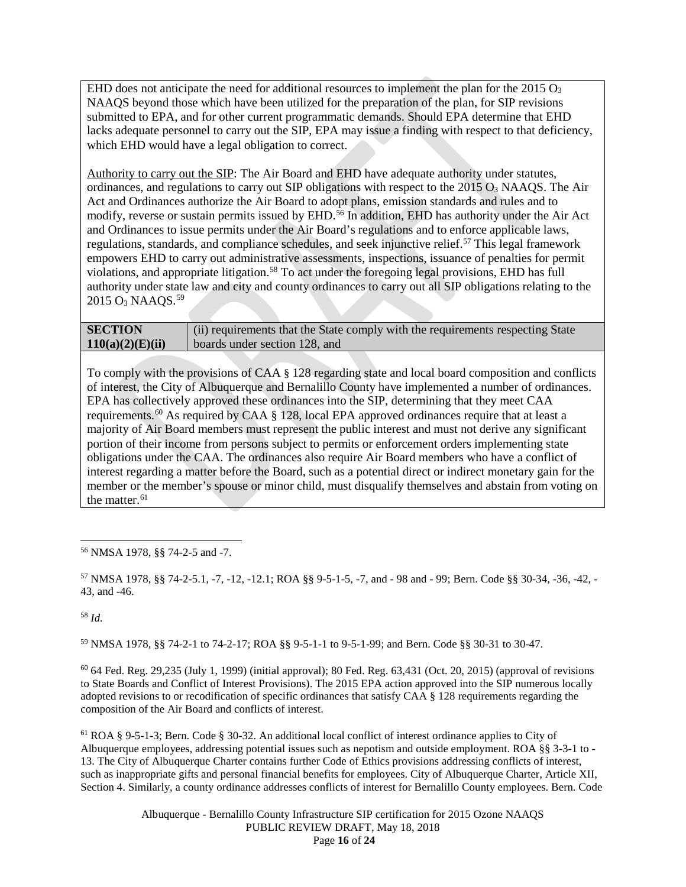EHD does not anticipate the need for additional resources to implement the plan for the 2015 $O_3$ NAAQS beyond those which have been utilized for the preparation of the plan, for SIP revisions submitted to EPA, and for other current programmatic demands. Should EPA determine that EHD lacks adequate personnel to carry out the SIP, EPA may issue a finding with respect to that deficiency, which EHD would have a legal obligation to correct.

Authority to carry out the SIP: The Air Board and EHD have adequate authority under statutes, ordinances, and regulations to carry out SIP obligations with respect to the 2015 $O_3$ NAAQS. The Air Act and Ordinances authorize the Air Board to adopt plans, emission standards and rules and to modify, reverse or sustain permits issued by EHD.[56] In addition, EHD has authority under the Air Act and Ordinances to issue permits under the Air Board's regulations and to enforce applicable laws, regulations, standards, and compliance schedules, and seek injunctive relief.[57] This legal framework empowers EHD to carry out administrative assessments, inspections, issuance of penalties for permit violations, and appropriate litigation.[58] To act under the foregoing legal provisions, EHD has full authority under state law and city and county ordinances to carry out all SIP obligations relating to the 2015 $O_3$ NAAQS.[59]

| **SECTION 110(a)(2)(E)(ii)** | (ii) requirements that the State comply with the requirements respecting State boards under section 128, and |
|---|---|

To comply with the provisions of CAA § 128 regarding state and local board composition and conflicts of interest, the City of Albuquerque and Bernalillo County have implemented a number of ordinances. EPA has collectively approved these ordinances into the SIP, determining that they meet CAA requirements.[60] As required by CAA § 128, local EPA approved ordinances require that at least a majority of Air Board members must represent the public interest and must not derive any significant portion of their income from persons subject to permits or enforcement orders implementing state obligations under the CAA. The ordinances also require Air Board members who have a conflict of interest regarding a matter before the Board, such as a potential direct or indirect monetary gain for the member or the member's spouse or minor child, must disqualify themselves and abstain from voting on the matter.[61]

---

[56] NMSA 1978, §§ 74-2-5 and -7.

[57] NMSA 1978, §§ 74-2-5.1, -7, -12, -12.1; ROA §§ 9-5-1-5, -7, and - 98 and - 99; Bern. Code §§ 30-34, -36, -42, -43, and -46.

[58] *Id.*

[59] NMSA 1978, §§ 74-2-1 to 74-2-17; ROA §§ 9-5-1-1 to 9-5-1-99; and Bern. Code §§ 30-31 to 30-47.

[60] 64 Fed. Reg. 29,235 (July 1, 1999) (initial approval); 80 Fed. Reg. 63,431 (Oct. 20, 2015) (approval of revisions to State Boards and Conflict of Interest Provisions). The 2015 EPA action approved into the SIP numerous locally adopted revisions to or recodification of specific ordinances that satisfy CAA § 128 requirements regarding the composition of the Air Board and conflicts of interest.

[61] ROA § 9-5-1-3; Bern. Code § 30-32. An additional local conflict of interest ordinance applies to City of Albuquerque employees, addressing potential issues such as nepotism and outside employment. ROA §§ 3-3-1 to -13. The City of Albuquerque Charter contains further Code of Ethics provisions addressing conflicts of interest, such as inappropriate gifts and personal financial benefits for employees. City of Albuquerque Charter, Article XII, Section 4. Similarly, a county ordinance addresses conflicts of interest for Bernalillo County employees. Bern. Code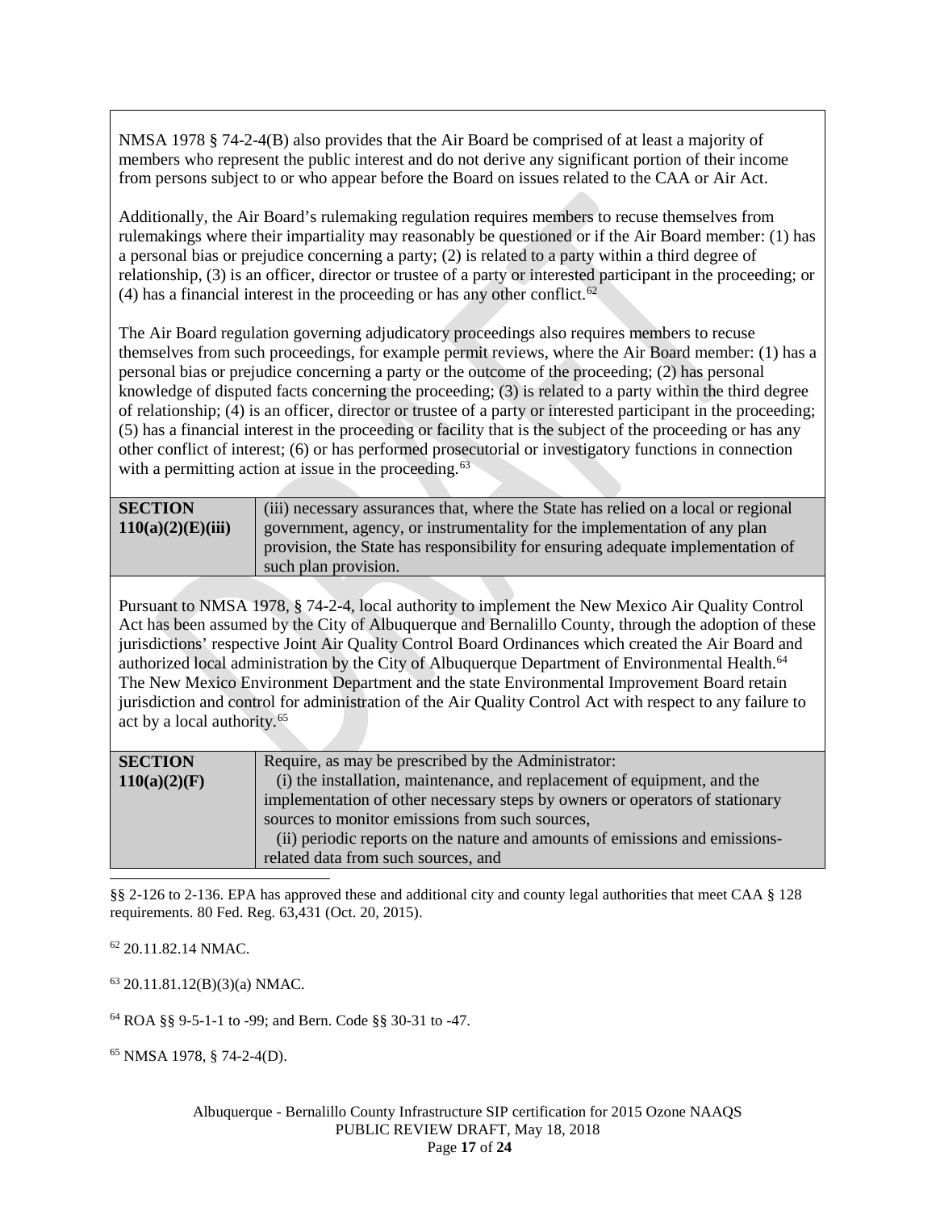NMSA 1978 § 74-2-4(B) also provides that the Air Board be comprised of at least a majority of members who represent the public interest and do not derive any significant portion of their income from persons subject to or who appear before the Board on issues related to the CAA or Air Act.

Additionally, the Air Board's rulemaking regulation requires members to recuse themselves from rulemakings where their impartiality may reasonably be questioned or if the Air Board member: (1) has a personal bias or prejudice concerning a party; (2) is related to a party within a third degree of relationship, (3) is an officer, director or trustee of a party or interested participant in the proceeding; or (4) has a financial interest in the proceeding or has any other conflict.[62]

The Air Board regulation governing adjudicatory proceedings also requires members to recuse themselves from such proceedings, for example permit reviews, where the Air Board member: (1) has a personal bias or prejudice concerning a party or the outcome of the proceeding; (2) has personal knowledge of disputed facts concerning the proceeding; (3) is related to a party within the third degree of relationship; (4) is an officer, director or trustee of a party or interested participant in the proceeding; (5) has a financial interest in the proceeding or facility that is the subject of the proceeding or has any other conflict of interest; (6) or has performed prosecutorial or investigatory functions in connection with a permitting action at issue in the proceeding.[63]

| **SECTION 110(a)(2)(E)(iii)** | (iii) necessary assurances that, where the State has relied on a local or regional government, agency, or instrumentality for the implementation of any plan provision, the State has responsibility for ensuring adequate implementation of such plan provision. |
|---|---|

Pursuant to NMSA 1978, § 74-2-4, local authority to implement the New Mexico Air Quality Control Act has been assumed by the City of Albuquerque and Bernalillo County, through the adoption of these jurisdictions' respective Joint Air Quality Control Board Ordinances which created the Air Board and authorized local administration by the City of Albuquerque Department of Environmental Health.[64] The New Mexico Environment Department and the state Environmental Improvement Board retain jurisdiction and control for administration of the Air Quality Control Act with respect to any failure to act by a local authority.[65]

| **SECTION 110(a)(2)(F)** | Require, as may be prescribed by the Administrator:<br>(i) the installation, maintenance, and replacement of equipment, and the implementation of other necessary steps by owners or operators of stationary sources to monitor emissions from such sources,<br>(ii) periodic reports on the nature and amounts of emissions and emissions-related data from such sources, and |
|---|---|

§§ 2-126 to 2-136. EPA has approved these and additional city and county legal authorities that meet CAA § 128 requirements. 80 Fed. Reg. 63,431 (Oct. 20, 2015).

[62] 20.11.82.14 NMAC.

[63] 20.11.81.12(B)(3)(a) NMAC.

[64] ROA §§ 9-5-1-1 to -99; and Bern. Code §§ 30-31 to -47.

[65] NMSA 1978, § 74-2-4(D).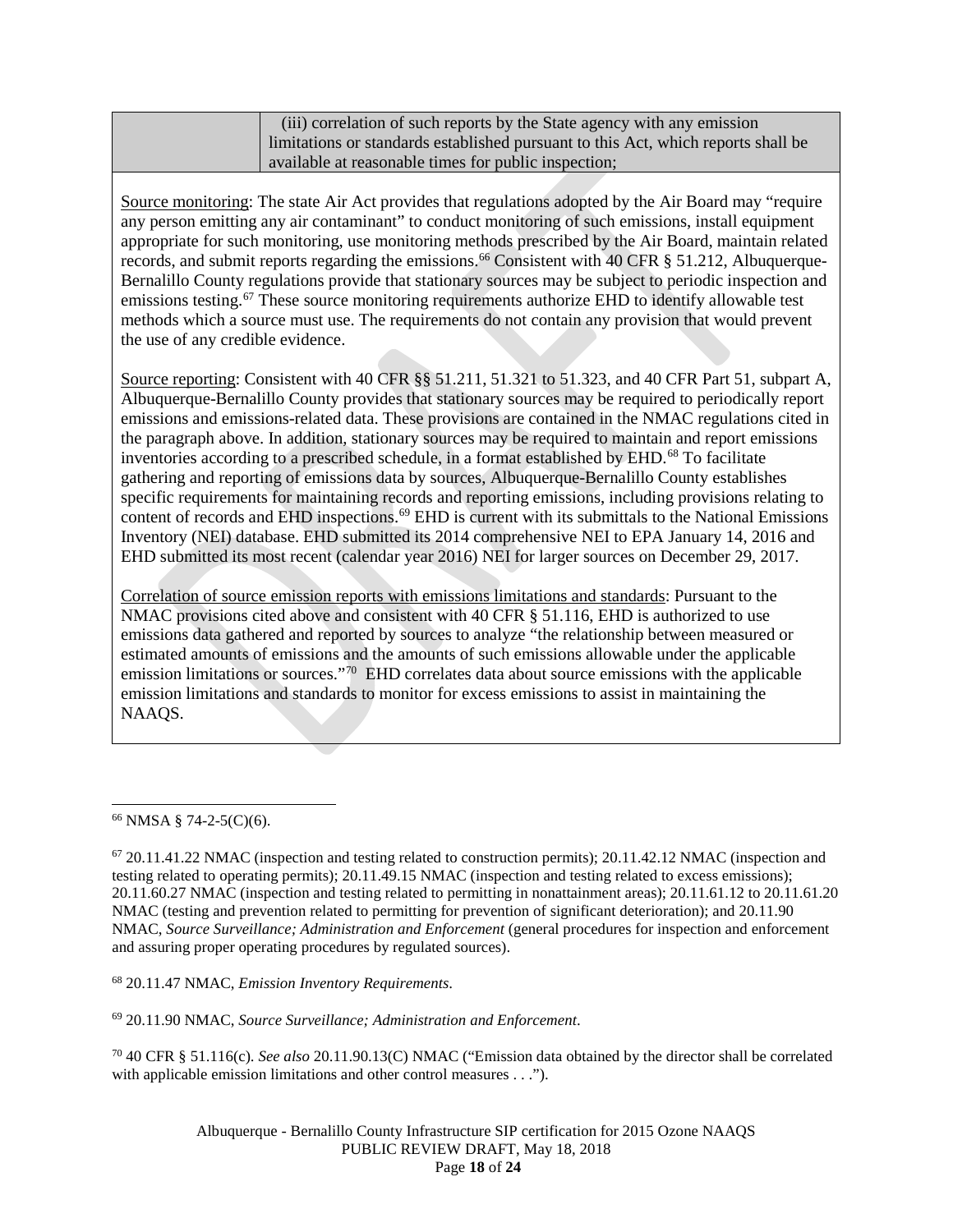| | (iii) correlation of such reports by the State agency with any emission limitations or standards established pursuant to this Act, which reports shall be available at reasonable times for public inspection; |
|---|---|

Source monitoring: The state Air Act provides that regulations adopted by the Air Board may "require any person emitting any air contaminant" to conduct monitoring of such emissions, install equipment appropriate for such monitoring, use monitoring methods prescribed by the Air Board, maintain related records, and submit reports regarding the emissions.[66] Consistent with 40 CFR § 51.212, Albuquerque-Bernalillo County regulations provide that stationary sources may be subject to periodic inspection and emissions testing.[67] These source monitoring requirements authorize EHD to identify allowable test methods which a source must use. The requirements do not contain any provision that would prevent the use of any credible evidence.

Source reporting: Consistent with 40 CFR §§ 51.211, 51.321 to 51.323, and 40 CFR Part 51, subpart A, Albuquerque-Bernalillo County provides that stationary sources may be required to periodically report emissions and emissions-related data. These provisions are contained in the NMAC regulations cited in the paragraph above. In addition, stationary sources may be required to maintain and report emissions inventories according to a prescribed schedule, in a format established by EHD.[68] To facilitate gathering and reporting of emissions data by sources, Albuquerque-Bernalillo County establishes specific requirements for maintaining records and reporting emissions, including provisions relating to content of records and EHD inspections.[69] EHD is current with its submittals to the National Emissions Inventory (NEI) database. EHD submitted its 2014 comprehensive NEI to EPA January 14, 2016 and EHD submitted its most recent (calendar year 2016) NEI for larger sources on December 29, 2017.

Correlation of source emission reports with emissions limitations and standards: Pursuant to the NMAC provisions cited above and consistent with 40 CFR § 51.116, EHD is authorized to use emissions data gathered and reported by sources to analyze "the relationship between measured or estimated amounts of emissions and the amounts of such emissions allowable under the applicable emission limitations or sources."[70] EHD correlates data about source emissions with the applicable emission limitations and standards to monitor for excess emissions to assist in maintaining the NAAQS.

---

[66] NMSA § 74-2-5(C)(6).

[67] 20.11.41.22 NMAC (inspection and testing related to construction permits); 20.11.42.12 NMAC (inspection and testing related to operating permits); 20.11.49.15 NMAC (inspection and testing related to excess emissions); 20.11.60.27 NMAC (inspection and testing related to permitting in nonattainment areas); 20.11.61.12 to 20.11.61.20 NMAC (testing and prevention related to permitting for prevention of significant deterioration); and 20.11.90 NMAC, *Source Surveillance; Administration and Enforcement* (general procedures for inspection and enforcement and assuring proper operating procedures by regulated sources).

[68] 20.11.47 NMAC, *Emission Inventory Requirements*.

[69] 20.11.90 NMAC, *Source Surveillance; Administration and Enforcement*.

[70] 40 CFR § 51.116(c). *See also* 20.11.90.13(C) NMAC ("Emission data obtained by the director shall be correlated with applicable emission limitations and other control measures . . .").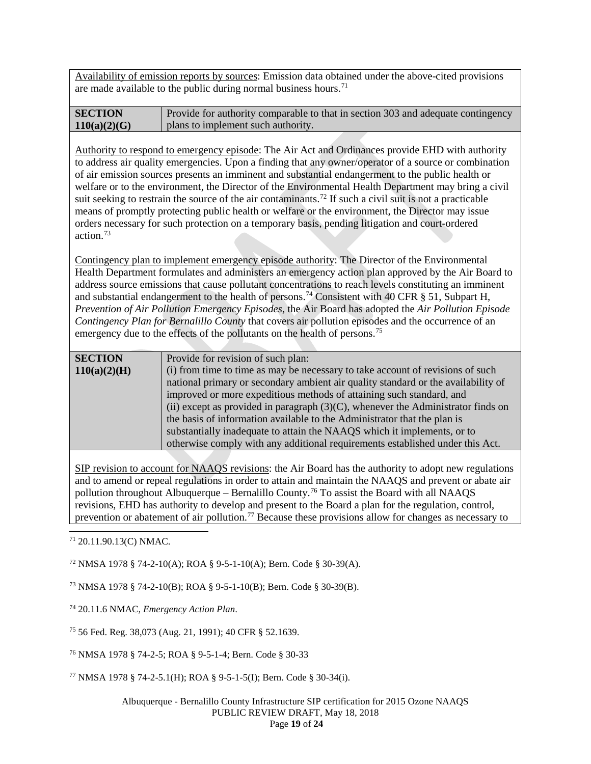Availability of emission reports by sources: Emission data obtained under the above-cited provisions are made available to the public during normal business hours.[71]

| **SECTION 110(a)(2)(G)** | Provide for authority comparable to that in section 303 and adequate contingency plans to implement such authority. |
| --- | --- |

Authority to respond to emergency episode: The Air Act and Ordinances provide EHD with authority to address air quality emergencies. Upon a finding that any owner/operator of a source or combination of air emission sources presents an imminent and substantial endangerment to the public health or welfare or to the environment, the Director of the Environmental Health Department may bring a civil suit seeking to restrain the source of the air contaminants.[72] If such a civil suit is not a practicable means of promptly protecting public health or welfare or the environment, the Director may issue orders necessary for such protection on a temporary basis, pending litigation and court-ordered action.[73]

Contingency plan to implement emergency episode authority: The Director of the Environmental Health Department formulates and administers an emergency action plan approved by the Air Board to address source emissions that cause pollutant concentrations to reach levels constituting an imminent and substantial endangerment to the health of persons.[74] Consistent with 40 CFR § 51, Subpart H, *Prevention of Air Pollution Emergency Episodes*, the Air Board has adopted the *Air Pollution Episode Contingency Plan for Bernalillo County* that covers air pollution episodes and the occurrence of an emergency due to the effects of the pollutants on the health of persons.[75]

| **SECTION 110(a)(2)(H)** | Provide for revision of such plan:<br>(i) from time to time as may be necessary to take account of revisions of such national primary or secondary ambient air quality standard or the availability of improved or more expeditious methods of attaining such standard, and<br>(ii) except as provided in paragraph (3)(C), whenever the Administrator finds on the basis of information available to the Administrator that the plan is substantially inadequate to attain the NAAQS which it implements, or to otherwise comply with any additional requirements established under this Act. |
| --- | --- |

SIP revision to account for NAAQS revisions: the Air Board has the authority to adopt new regulations and to amend or repeal regulations in order to attain and maintain the NAAQS and prevent or abate air pollution throughout Albuquerque – Bernalillo County.[76] To assist the Board with all NAAQS revisions, EHD has authority to develop and present to the Board a plan for the regulation, control, prevention or abatement of air pollution.[77] Because these provisions allow for changes as necessary to

---

[71] 20.11.90.13(C) NMAC.

[72] NMSA 1978 § 74-2-10(A); ROA § 9-5-1-10(A); Bern. Code § 30-39(A).

[73] NMSA 1978 § 74-2-10(B); ROA § 9-5-1-10(B); Bern. Code § 30-39(B).

[74] 20.11.6 NMAC, *Emergency Action Plan*.

[75] 56 Fed. Reg. 38,073 (Aug. 21, 1991); 40 CFR § 52.1639.

[76] NMSA 1978 § 74-2-5; ROA § 9-5-1-4; Bern. Code § 30-33

[77] NMSA 1978 § 74-2-5.1(H); ROA § 9-5-1-5(I); Bern. Code § 30-34(i).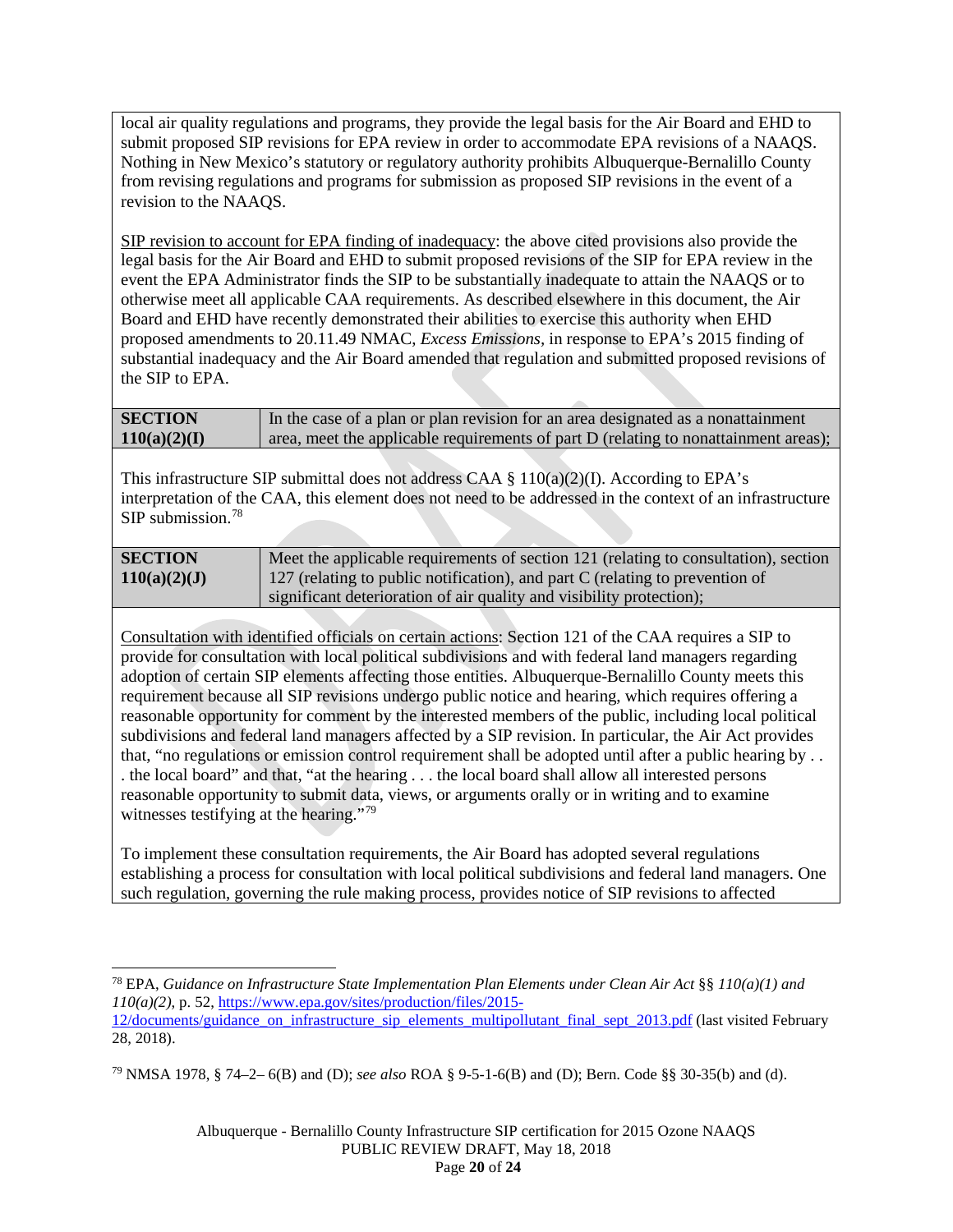local air quality regulations and programs, they provide the legal basis for the Air Board and EHD to submit proposed SIP revisions for EPA review in order to accommodate EPA revisions of a NAAQS. Nothing in New Mexico's statutory or regulatory authority prohibits Albuquerque-Bernalillo County from revising regulations and programs for submission as proposed SIP revisions in the event of a revision to the NAAQS.

SIP revision to account for EPA finding of inadequacy: the above cited provisions also provide the legal basis for the Air Board and EHD to submit proposed revisions of the SIP for EPA review in the event the EPA Administrator finds the SIP to be substantially inadequate to attain the NAAQS or to otherwise meet all applicable CAA requirements. As described elsewhere in this document, the Air Board and EHD have recently demonstrated their abilities to exercise this authority when EHD proposed amendments to 20.11.49 NMAC, *Excess Emissions*, in response to EPA's 2015 finding of substantial inadequacy and the Air Board amended that regulation and submitted proposed revisions of the SIP to EPA.

| **SECTION 110(a)(2)(I)** | In the case of a plan or plan revision for an area designated as a nonattainment area, meet the applicable requirements of part D (relating to nonattainment areas); |
|---|---|

This infrastructure SIP submittal does not address CAA § 110(a)(2)(I). According to EPA's interpretation of the CAA, this element does not need to be addressed in the context of an infrastructure SIP submission.[78]

| **SECTION 110(a)(2)(J)** | Meet the applicable requirements of section 121 (relating to consultation), section 127 (relating to public notification), and part C (relating to prevention of significant deterioration of air quality and visibility protection); |
|---|---|

Consultation with identified officials on certain actions: Section 121 of the CAA requires a SIP to provide for consultation with local political subdivisions and with federal land managers regarding adoption of certain SIP elements affecting those entities. Albuquerque-Bernalillo County meets this requirement because all SIP revisions undergo public notice and hearing, which requires offering a reasonable opportunity for comment by the interested members of the public, including local political subdivisions and federal land managers affected by a SIP revision. In particular, the Air Act provides that, "no regulations or emission control requirement shall be adopted until after a public hearing by . . . the local board" and that, "at the hearing . . . the local board shall allow all interested persons reasonable opportunity to submit data, views, or arguments orally or in writing and to examine witnesses testifying at the hearing."[79]

To implement these consultation requirements, the Air Board has adopted several regulations establishing a process for consultation with local political subdivisions and federal land managers. One such regulation, governing the rule making process, provides notice of SIP revisions to affected

---

[78] EPA, *Guidance on Infrastructure State Implementation Plan Elements under Clean Air Act* §§ *110(a)(1) and 110(a)(2)*, p. 52, https://www.epa.gov/sites/production/files/2015-12/documents/guidance_on_infrastructure_sip_elements_multipollutant_final_sept_2013.pdf (last visited February 28, 2018).

[79] NMSA 1978, § 74–2– 6(B) and (D); *see also* ROA § 9-5-1-6(B) and (D); Bern. Code §§ 30-35(b) and (d).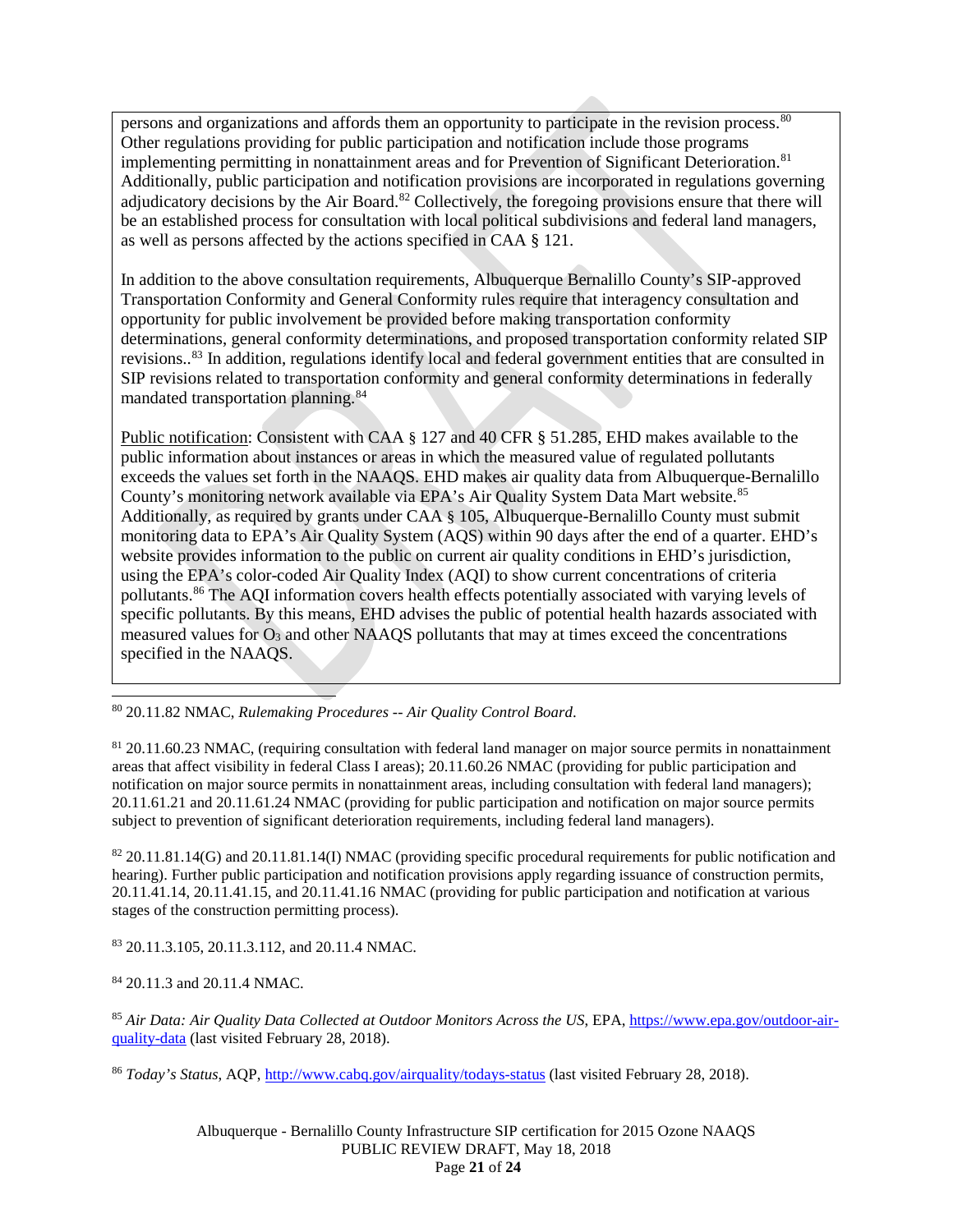persons and organizations and affords them an opportunity to participate in the revision process.[80] Other regulations providing for public participation and notification include those programs implementing permitting in nonattainment areas and for Prevention of Significant Deterioration.[81] Additionally, public participation and notification provisions are incorporated in regulations governing adjudicatory decisions by the Air Board.[82] Collectively, the foregoing provisions ensure that there will be an established process for consultation with local political subdivisions and federal land managers, as well as persons affected by the actions specified in CAA § 121.

In addition to the above consultation requirements, Albuquerque Bernalillo County's SIP-approved Transportation Conformity and General Conformity rules require that interagency consultation and opportunity for public involvement be provided before making transportation conformity determinations, general conformity determinations, and proposed transportation conformity related SIP revisions..[83] In addition, regulations identify local and federal government entities that are consulted in SIP revisions related to transportation conformity and general conformity determinations in federally mandated transportation planning.[84]

Public notification: Consistent with CAA § 127 and 40 CFR § 51.285, EHD makes available to the public information about instances or areas in which the measured value of regulated pollutants exceeds the values set forth in the NAAQS. EHD makes air quality data from Albuquerque-Bernalillo County's monitoring network available via EPA's Air Quality System Data Mart website.[85] Additionally, as required by grants under CAA § 105, Albuquerque-Bernalillo County must submit monitoring data to EPA's Air Quality System (AQS) within 90 days after the end of a quarter. EHD's website provides information to the public on current air quality conditions in EHD's jurisdiction, using the EPA's color-coded Air Quality Index (AQI) to show current concentrations of criteria pollutants.[86] The AQI information covers health effects potentially associated with varying levels of specific pollutants. By this means, EHD advises the public of potential health hazards associated with measured values for $O_3$ and other NAAQS pollutants that may at times exceed the concentrations specified in the NAAQS.

---

[80] 20.11.82 NMAC, *Rulemaking Procedures -- Air Quality Control Board*.

[81] 20.11.60.23 NMAC, (requiring consultation with federal land manager on major source permits in nonattainment areas that affect visibility in federal Class I areas); 20.11.60.26 NMAC (providing for public participation and notification on major source permits in nonattainment areas, including consultation with federal land managers); 20.11.61.21 and 20.11.61.24 NMAC (providing for public participation and notification on major source permits subject to prevention of significant deterioration requirements, including federal land managers).

[82] 20.11.81.14(G) and 20.11.81.14(I) NMAC (providing specific procedural requirements for public notification and hearing). Further public participation and notification provisions apply regarding issuance of construction permits, 20.11.41.14, 20.11.41.15, and 20.11.41.16 NMAC (providing for public participation and notification at various stages of the construction permitting process).

[83] 20.11.3.105, 20.11.3.112, and 20.11.4 NMAC.

[84] 20.11.3 and 20.11.4 NMAC.

[85] *Air Data: Air Quality Data Collected at Outdoor Monitors Across the US*, EPA, https://www.epa.gov/outdoor-air-quality-data (last visited February 28, 2018).

[86] *Today's Status*, AQP, http://www.cabq.gov/airquality/todays-status (last visited February 28, 2018).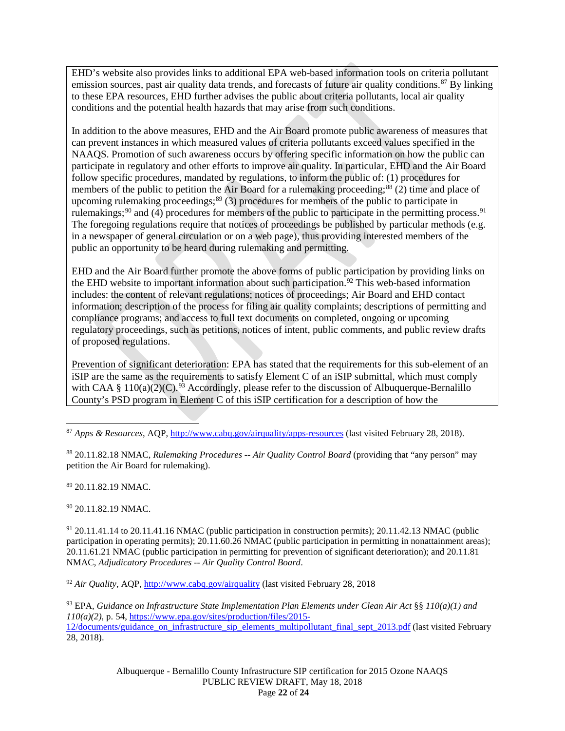EHD's website also provides links to additional EPA web-based information tools on criteria pollutant emission sources, past air quality data trends, and forecasts of future air quality conditions.[87] By linking to these EPA resources, EHD further advises the public about criteria pollutants, local air quality conditions and the potential health hazards that may arise from such conditions.

In addition to the above measures, EHD and the Air Board promote public awareness of measures that can prevent instances in which measured values of criteria pollutants exceed values specified in the NAAQS. Promotion of such awareness occurs by offering specific information on how the public can participate in regulatory and other efforts to improve air quality. In particular, EHD and the Air Board follow specific procedures, mandated by regulations, to inform the public of: (1) procedures for members of the public to petition the Air Board for a rulemaking proceeding;[88] (2) time and place of upcoming rulemaking proceedings;[89] (3) procedures for members of the public to participate in rulemakings;[90] and (4) procedures for members of the public to participate in the permitting process.[91] The foregoing regulations require that notices of proceedings be published by particular methods (e.g. in a newspaper of general circulation or on a web page), thus providing interested members of the public an opportunity to be heard during rulemaking and permitting.

EHD and the Air Board further promote the above forms of public participation by providing links on the EHD website to important information about such participation.[92] This web-based information includes: the content of relevant regulations; notices of proceedings; Air Board and EHD contact information; description of the process for filing air quality complaints; descriptions of permitting and compliance programs; and access to full text documents on completed, ongoing or upcoming regulatory proceedings, such as petitions, notices of intent, public comments, and public review drafts of proposed regulations.

Prevention of significant deterioration: EPA has stated that the requirements for this sub-element of an iSIP are the same as the requirements to satisfy Element C of an iSIP submittal, which must comply with CAA § 110(a)(2)(C).[93] Accordingly, please refer to the discussion of Albuquerque-Bernalillo County's PSD program in Element C of this iSIP certification for a description of how the

---

[87] *Apps & Resources*, AQP, http://www.cabq.gov/airquality/apps-resources (last visited February 28, 2018).

[88] 20.11.82.18 NMAC, *Rulemaking Procedures -- Air Quality Control Board* (providing that "any person" may petition the Air Board for rulemaking).

[89] 20.11.82.19 NMAC.

[90] 20.11.82.19 NMAC.

[91] 20.11.41.14 to 20.11.41.16 NMAC (public participation in construction permits); 20.11.42.13 NMAC (public participation in operating permits); 20.11.60.26 NMAC (public participation in permitting in nonattainment areas); 20.11.61.21 NMAC (public participation in permitting for prevention of significant deterioration); and 20.11.81 NMAC, *Adjudicatory Procedures -- Air Quality Control Board*.

[92] *Air Quality*, AQP, http://www.cabq.gov/airquality (last visited February 28, 2018

[93] EPA, *Guidance on Infrastructure State Implementation Plan Elements under Clean Air Act* §§ *110(a)(1) and 110(a)(2)*, p. 54, https://www.epa.gov/sites/production/files/2015-12/documents/guidance_on_infrastructure_sip_elements_multipollutant_final_sept_2013.pdf (last visited February 28, 2018).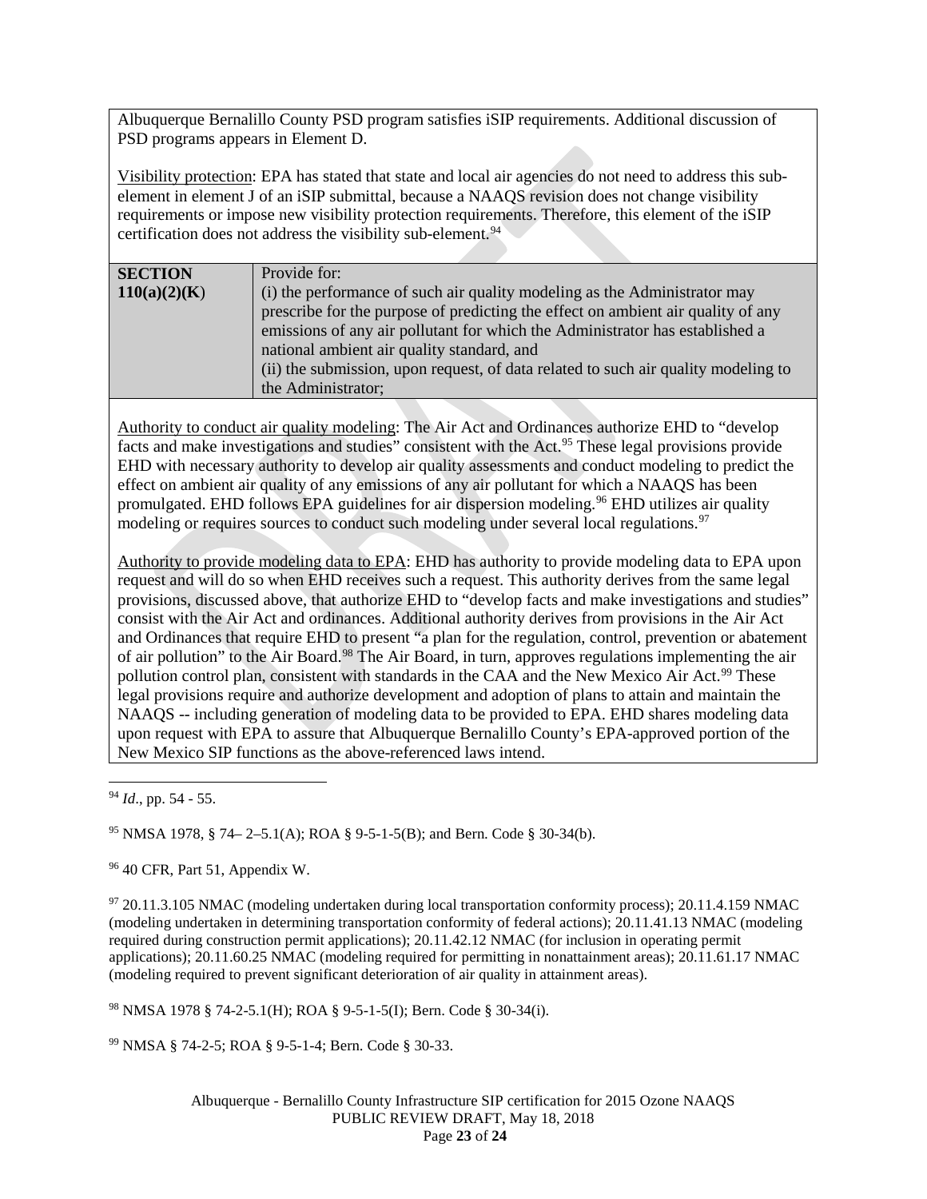Albuquerque Bernalillo County PSD program satisfies iSIP requirements. Additional discussion of PSD programs appears in Element D.

Visibility protection: EPA has stated that state and local air agencies do not need to address this sub-element in element J of an iSIP submittal, because a NAAQS revision does not change visibility requirements or impose new visibility protection requirements. Therefore, this element of the iSIP certification does not address the visibility sub-element.[94]

| **SECTION 110(a)(2)(K)** | Provide for: (i) the performance of such air quality modeling as the Administrator may prescribe for the purpose of predicting the effect on ambient air quality of any emissions of any air pollutant for which the Administrator has established a national ambient air quality standard, and (ii) the submission, upon request, of data related to such air quality modeling to the Administrator; |
|---|---|

Authority to conduct air quality modeling: The Air Act and Ordinances authorize EHD to "develop facts and make investigations and studies" consistent with the Act.[95] These legal provisions provide EHD with necessary authority to develop air quality assessments and conduct modeling to predict the effect on ambient air quality of any emissions of any air pollutant for which a NAAQS has been promulgated. EHD follows EPA guidelines for air dispersion modeling.[96] EHD utilizes air quality modeling or requires sources to conduct such modeling under several local regulations.[97]

Authority to provide modeling data to EPA: EHD has authority to provide modeling data to EPA upon request and will do so when EHD receives such a request. This authority derives from the same legal provisions, discussed above, that authorize EHD to "develop facts and make investigations and studies" consist with the Air Act and ordinances. Additional authority derives from provisions in the Air Act and Ordinances that require EHD to present "a plan for the regulation, control, prevention or abatement of air pollution" to the Air Board.[98] The Air Board, in turn, approves regulations implementing the air pollution control plan, consistent with standards in the CAA and the New Mexico Air Act.[99] These legal provisions require and authorize development and adoption of plans to attain and maintain the NAAQS -- including generation of modeling data to be provided to EPA. EHD shares modeling data upon request with EPA to assure that Albuquerque Bernalillo County's EPA-approved portion of the New Mexico SIP functions as the above-referenced laws intend.

---

[94] *Id*., pp. 54 - 55.

[95] NMSA 1978, § 74– 2–5.1(A); ROA § 9-5-1-5(B); and Bern. Code § 30-34(b).

[96] 40 CFR, Part 51, Appendix W.

[97] 20.11.3.105 NMAC (modeling undertaken during local transportation conformity process); 20.11.4.159 NMAC (modeling undertaken in determining transportation conformity of federal actions); 20.11.41.13 NMAC (modeling required during construction permit applications); 20.11.42.12 NMAC (for inclusion in operating permit applications); 20.11.60.25 NMAC (modeling required for permitting in nonattainment areas); 20.11.61.17 NMAC (modeling required to prevent significant deterioration of air quality in attainment areas).

[98] NMSA 1978 § 74-2-5.1(H); ROA § 9-5-1-5(I); Bern. Code § 30-34(i).

[99] NMSA § 74-2-5; ROA § 9-5-1-4; Bern. Code § 30-33.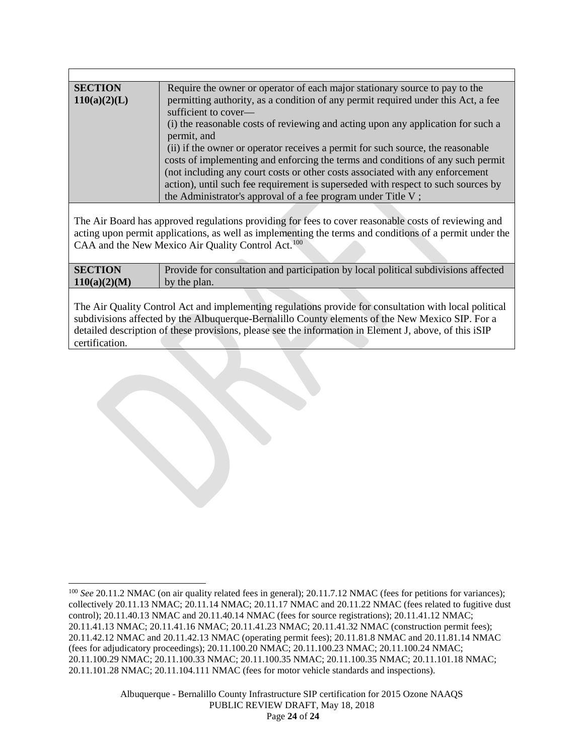| | |
|---|---|
| **SECTION 110(a)(2)(L)** | Require the owner or operator of each major stationary source to pay to the permitting authority, as a condition of any permit required under this Act, a fee sufficient to cover—<br>(i) the reasonable costs of reviewing and acting upon any application for such a permit, and<br>(ii) if the owner or operator receives a permit for such source, the reasonable costs of implementing and enforcing the terms and conditions of any such permit (not including any court costs or other costs associated with any enforcement action), until such fee requirement is superseded with respect to such sources by the Administrator's approval of a fee program under Title V ; |

The Air Board has approved regulations providing for fees to cover reasonable costs of reviewing and acting upon permit applications, as well as implementing the terms and conditions of a permit under the CAA and the New Mexico Air Quality Control Act.[100]

| | |
|---|---|
| **SECTION 110(a)(2)(M)** | Provide for consultation and participation by local political subdivisions affected by the plan. |

The Air Quality Control Act and implementing regulations provide for consultation with local political subdivisions affected by the Albuquerque-Bernalillo County elements of the New Mexico SIP. For a detailed description of these provisions, please see the information in Element J, above, of this iSIP certification.

---

[100] *See* 20.11.2 NMAC (on air quality related fees in general); 20.11.7.12 NMAC (fees for petitions for variances); collectively 20.11.13 NMAC; 20.11.14 NMAC; 20.11.17 NMAC and 20.11.22 NMAC (fees related to fugitive dust control); 20.11.40.13 NMAC and 20.11.40.14 NMAC (fees for source registrations); 20.11.41.12 NMAC; 20.11.41.13 NMAC; 20.11.41.16 NMAC; 20.11.41.23 NMAC; 20.11.41.32 NMAC (construction permit fees); 20.11.42.12 NMAC and 20.11.42.13 NMAC (operating permit fees); 20.11.81.8 NMAC and 20.11.81.14 NMAC (fees for adjudicatory proceedings); 20.11.100.20 NMAC; 20.11.100.23 NMAC; 20.11.100.24 NMAC; 20.11.100.29 NMAC; 20.11.100.33 NMAC; 20.11.100.35 NMAC; 20.11.100.35 NMAC; 20.11.101.18 NMAC; 20.11.101.28 NMAC; 20.11.104.111 NMAC (fees for motor vehicle standards and inspections).